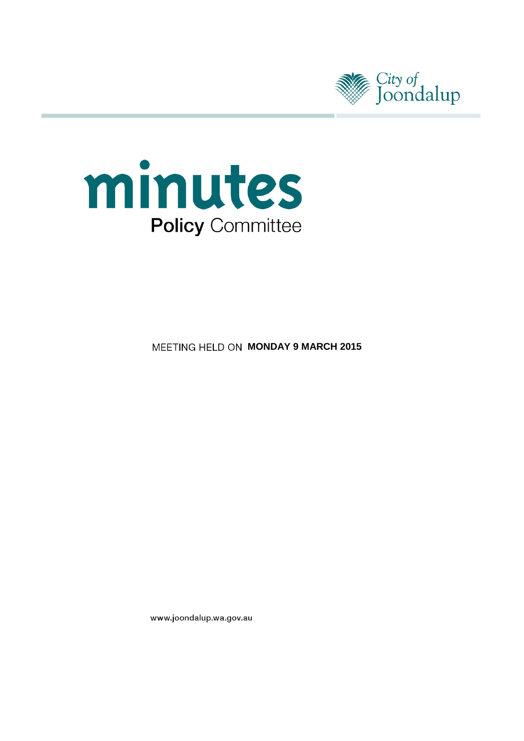City of Joondalup

# minutes

## Policy Committee

MEETING HELD ON **MONDAY 9 MARCH 2015**

www.joondalup.wa.gov.au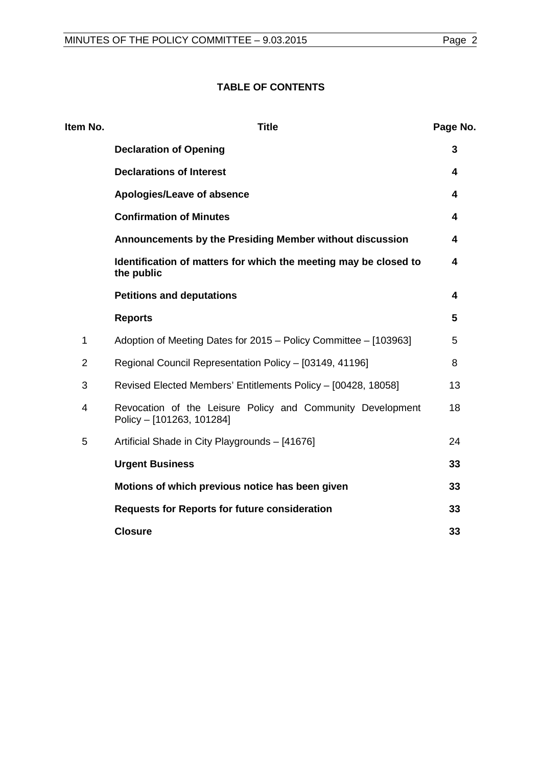**TABLE OF CONTENTS**

| Item No. | Title | Page No. |
|---|---|---|
| | **Declaration of Opening** | **3** |
| | **Declarations of Interest** | **4** |
| | **Apologies/Leave of absence** | **4** |
| | **Confirmation of Minutes** | **4** |
| | **Announcements by the Presiding Member without discussion** | **4** |
| | **Identification of matters for which the meeting may be closed to the public** | **4** |
| | **Petitions and deputations** | **4** |
| | **Reports** | **5** |
| 1 | Adoption of Meeting Dates for 2015 – Policy Committee – [103963] | 5 |
| 2 | Regional Council Representation Policy – [03149, 41196] | 8 |
| 3 | Revised Elected Members' Entitlements Policy – [00428, 18058] | 13 |
| 4 | Revocation of the Leisure Policy and Community Development Policy – [101263, 101284] | 18 |
| 5 | Artificial Shade in City Playgrounds – [41676] | 24 |
| | **Urgent Business** | **33** |
| | **Motions of which previous notice has been given** | **33** |
| | **Requests for Reports for future consideration** | **33** |
| | **Closure** | **33** |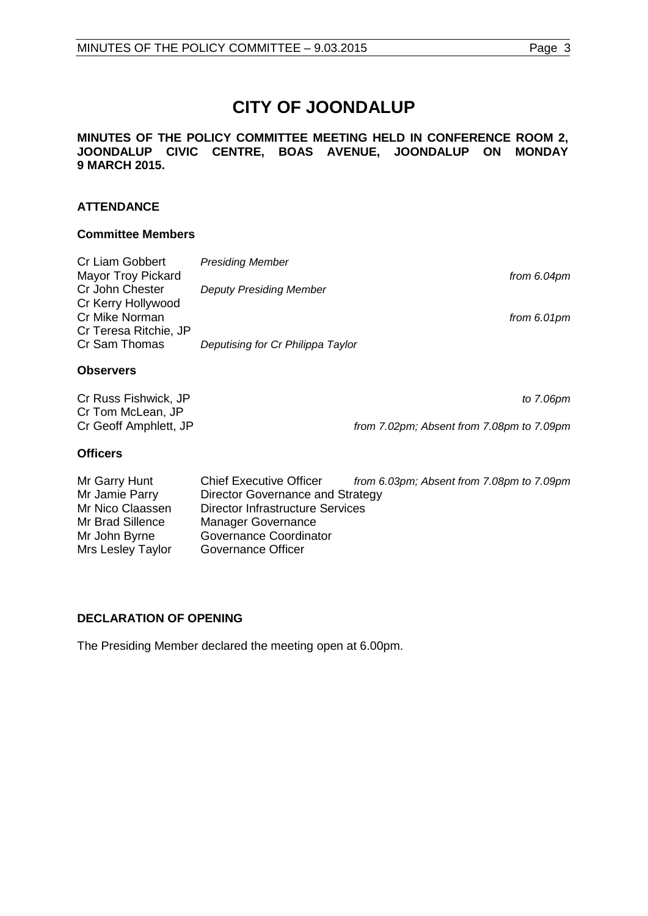# CITY OF JOONDALUP

**MINUTES OF THE POLICY COMMITTEE MEETING HELD IN CONFERENCE ROOM 2, JOONDALUP CIVIC CENTRE, BOAS AVENUE, JOONDALUP ON MONDAY 9 MARCH 2015.**

## ATTENDANCE

### Committee Members

| | | |
|---|---|---|
| Cr Liam Gobbert | *Presiding Member* | |
| Mayor Troy Pickard | | *from 6.04pm* |
| Cr John Chester | *Deputy Presiding Member* | |
| Cr Kerry Hollywood | | |
| Cr Mike Norman | | *from 6.01pm* |
| Cr Teresa Ritchie, JP | | |
| Cr Sam Thomas | *Deputising for Cr Philippa Taylor* | |

### Observers

| | |
|---|---|
| Cr Russ Fishwick, JP | *to 7.06pm* |
| Cr Tom McLean, JP | |
| Cr Geoff Amphlett, JP | *from 7.02pm; Absent from 7.08pm to 7.09pm* |

### Officers

| | | |
|---|---|---|
| Mr Garry Hunt | Chief Executive Officer | *from 6.03pm; Absent from 7.08pm to 7.09pm* |
| Mr Jamie Parry | Director Governance and Strategy | |
| Mr Nico Claassen | Director Infrastructure Services | |
| Mr Brad Sillence | Manager Governance | |
| Mr John Byrne | Governance Coordinator | |
| Mrs Lesley Taylor | Governance Officer | |

## DECLARATION OF OPENING

The Presiding Member declared the meeting open at 6.00pm.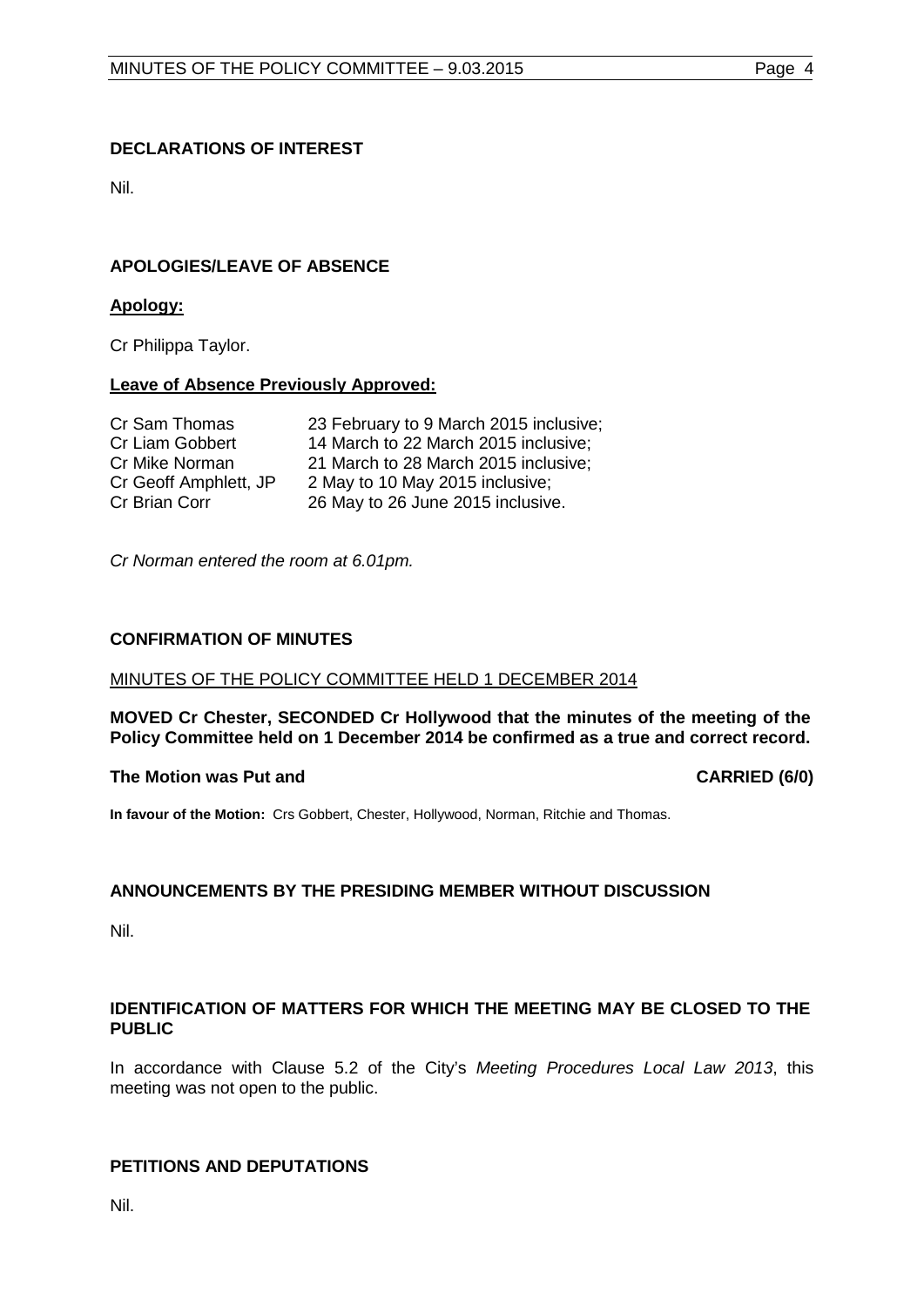## DECLARATIONS OF INTEREST

Nil.

## APOLOGIES/LEAVE OF ABSENCE

**Apology:**

Cr Philippa Taylor.

**Leave of Absence Previously Approved:**

| | |
|---|---|
| Cr Sam Thomas | 23 February to 9 March 2015 inclusive; |
| Cr Liam Gobbert | 14 March to 22 March 2015 inclusive; |
| Cr Mike Norman | 21 March to 28 March 2015 inclusive; |
| Cr Geoff Amphlett, JP | 2 May to 10 May 2015 inclusive; |
| Cr Brian Corr | 26 May to 26 June 2015 inclusive. |

*Cr Norman entered the room at 6.01pm.*

## CONFIRMATION OF MINUTES

MINUTES OF THE POLICY COMMITTEE HELD 1 DECEMBER 2014

**MOVED Cr Chester, SECONDED Cr Hollywood that the minutes of the meeting of the Policy Committee held on 1 December 2014 be confirmed as a true and correct record.**

**The Motion was Put and CARRIED (6/0)**

**In favour of the Motion:** Crs Gobbert, Chester, Hollywood, Norman, Ritchie and Thomas.

## ANNOUNCEMENTS BY THE PRESIDING MEMBER WITHOUT DISCUSSION

Nil.

## IDENTIFICATION OF MATTERS FOR WHICH THE MEETING MAY BE CLOSED TO THE PUBLIC

In accordance with Clause 5.2 of the City's *Meeting Procedures Local Law 2013*, this meeting was not open to the public.

## PETITIONS AND DEPUTATIONS

Nil.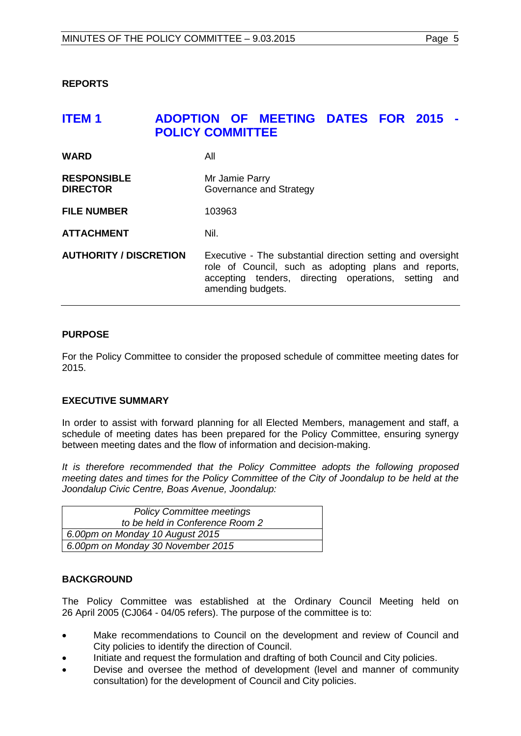**REPORTS**

## ITEM 1 ADOPTION OF MEETING DATES FOR 2015 - POLICY COMMITTEE

| | |
|---|---|
| **WARD** | All |
| **RESPONSIBLE DIRECTOR** | Mr Jamie Parry<br>Governance and Strategy |
| **FILE NUMBER** | 103963 |
| **ATTACHMENT** | Nil. |
| **AUTHORITY / DISCRETION** | Executive - The substantial direction setting and oversight role of Council, such as adopting plans and reports, accepting tenders, directing operations, setting and amending budgets. |

### PURPOSE

For the Policy Committee to consider the proposed schedule of committee meeting dates for 2015.

### EXECUTIVE SUMMARY

In order to assist with forward planning for all Elected Members, management and staff, a schedule of meeting dates has been prepared for the Policy Committee, ensuring synergy between meeting dates and the flow of information and decision-making.

*It is therefore recommended that the Policy Committee adopts the following proposed meeting dates and times for the Policy Committee of the City of Joondalup to be held at the Joondalup Civic Centre, Boas Avenue, Joondalup:*

| *Policy Committee meetings to be held in Conference Room 2* |
|---|
| *6.00pm on Monday 10 August 2015* |
| *6.00pm on Monday 30 November 2015* |

### BACKGROUND

The Policy Committee was established at the Ordinary Council Meeting held on 26 April 2005 (CJ064 - 04/05 refers). The purpose of the committee is to:

- Make recommendations to Council on the development and review of Council and City policies to identify the direction of Council.
- Initiate and request the formulation and drafting of both Council and City policies.
- Devise and oversee the method of development (level and manner of community consultation) for the development of Council and City policies.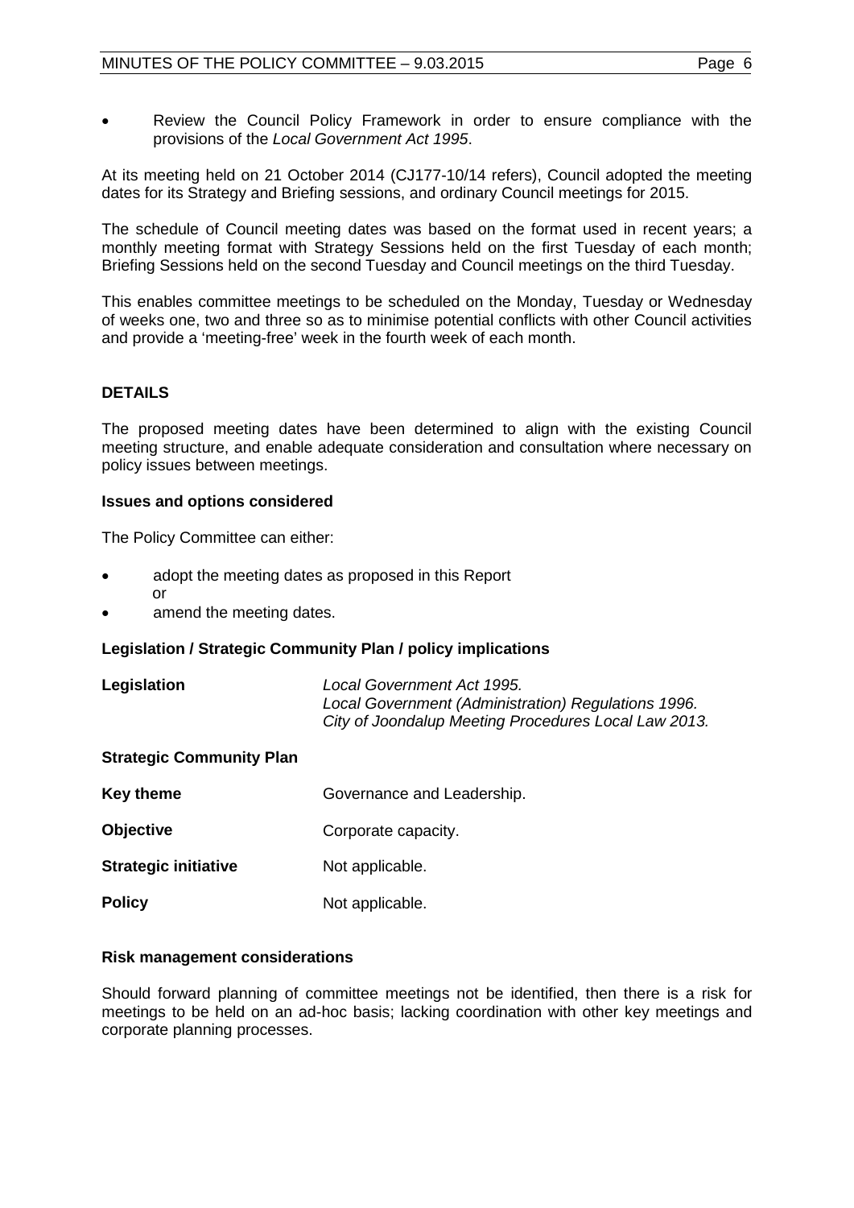- Review the Council Policy Framework in order to ensure compliance with the provisions of the *Local Government Act 1995*.

At its meeting held on 21 October 2014 (CJ177-10/14 refers), Council adopted the meeting dates for its Strategy and Briefing sessions, and ordinary Council meetings for 2015.

The schedule of Council meeting dates was based on the format used in recent years; a monthly meeting format with Strategy Sessions held on the first Tuesday of each month; Briefing Sessions held on the second Tuesday and Council meetings on the third Tuesday.

This enables committee meetings to be scheduled on the Monday, Tuesday or Wednesday of weeks one, two and three so as to minimise potential conflicts with other Council activities and provide a 'meeting-free' week in the fourth week of each month.

## DETAILS

The proposed meeting dates have been determined to align with the existing Council meeting structure, and enable adequate consideration and consultation where necessary on policy issues between meetings.

### Issues and options considered

The Policy Committee can either:

- adopt the meeting dates as proposed in this Report
  or
- amend the meeting dates.

### Legislation / Strategic Community Plan / policy implications

| | |
|---|---|
| **Legislation** | *Local Government Act 1995.*<br>*Local Government (Administration) Regulations 1996.*<br>*City of Joondalup Meeting Procedures Local Law 2013.* |

**Strategic Community Plan**

| | |
|---|---|
| **Key theme** | Governance and Leadership. |
| **Objective** | Corporate capacity. |
| **Strategic initiative** | Not applicable. |
| **Policy** | Not applicable. |

### Risk management considerations

Should forward planning of committee meetings not be identified, then there is a risk for meetings to be held on an ad-hoc basis; lacking coordination with other key meetings and corporate planning processes.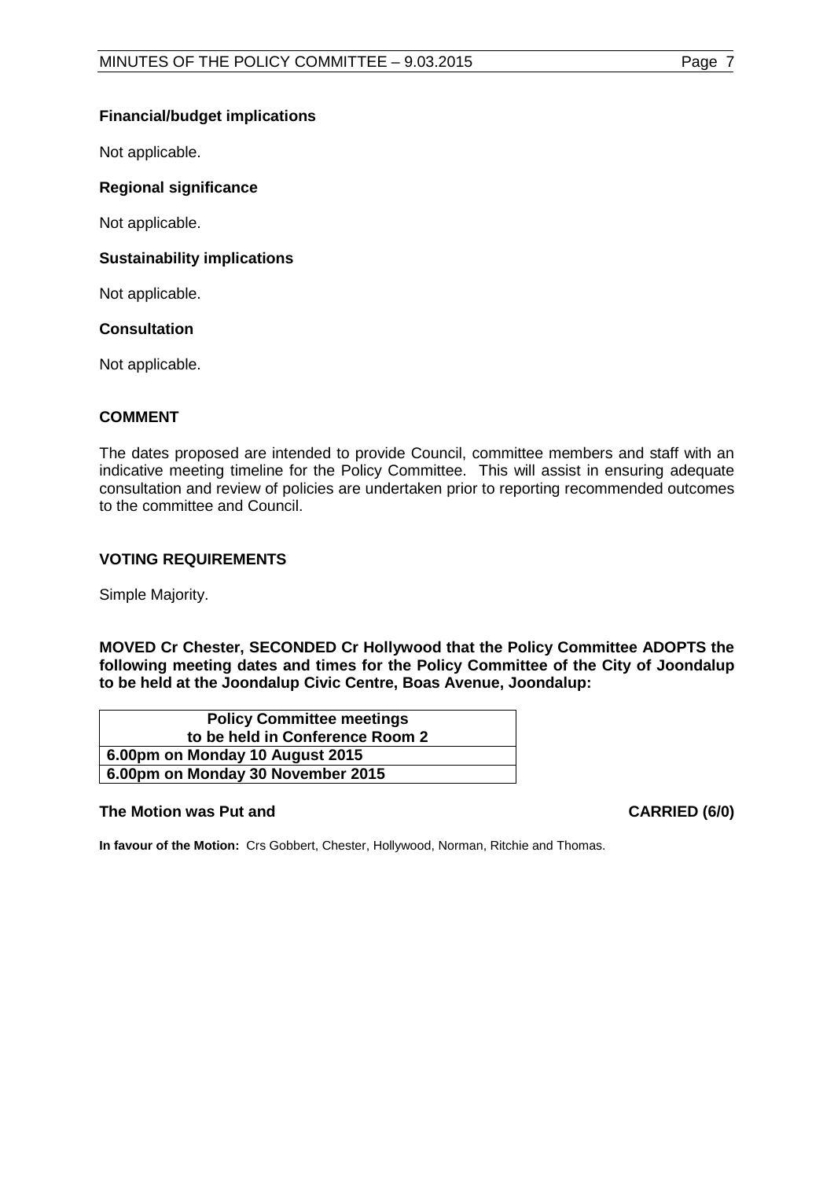### Financial/budget implications

Not applicable.

### Regional significance

Not applicable.

### Sustainability implications

Not applicable.

### Consultation

Not applicable.

## COMMENT

The dates proposed are intended to provide Council, committee members and staff with an indicative meeting timeline for the Policy Committee. This will assist in ensuring adequate consultation and review of policies are undertaken prior to reporting recommended outcomes to the committee and Council.

## VOTING REQUIREMENTS

Simple Majority.

**MOVED Cr Chester, SECONDED Cr Hollywood that the Policy Committee ADOPTS the following meeting dates and times for the Policy Committee of the City of Joondalup to be held at the Joondalup Civic Centre, Boas Avenue, Joondalup:**

| **Policy Committee meetings to be held in Conference Room 2** |
|---|
| **6.00pm on Monday 10 August 2015** |
| **6.00pm on Monday 30 November 2015** |

**The Motion was Put and CARRIED (6/0)**

**In favour of the Motion:** Crs Gobbert, Chester, Hollywood, Norman, Ritchie and Thomas.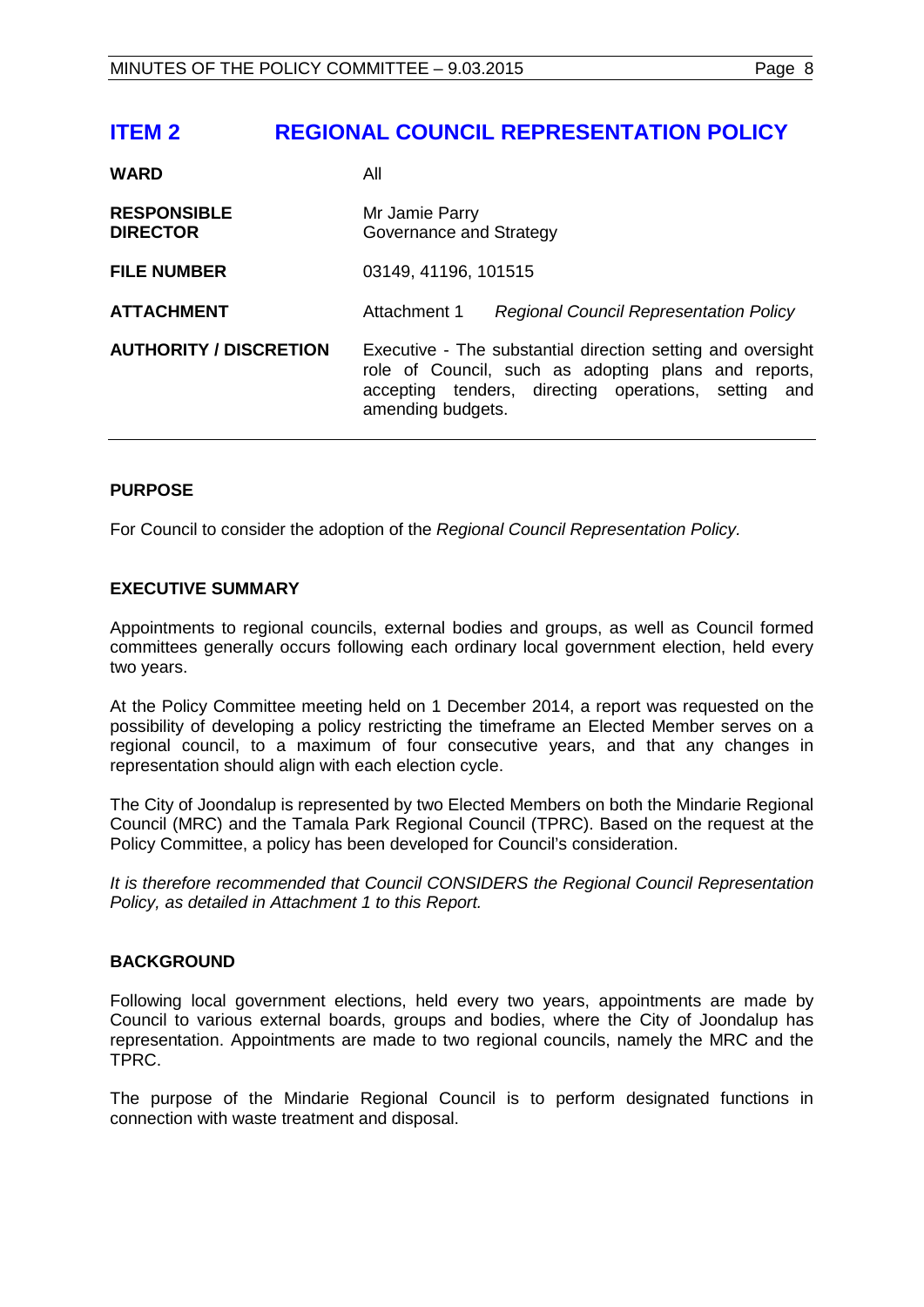## ITEM 2 REGIONAL COUNCIL REPRESENTATION POLICY

| | |
|---|---|
| **WARD** | All |
| **RESPONSIBLE DIRECTOR** | Mr Jamie Parry<br>Governance and Strategy |
| **FILE NUMBER** | 03149, 41196, 101515 |
| **ATTACHMENT** | Attachment 1 *Regional Council Representation Policy* |
| **AUTHORITY / DISCRETION** | Executive - The substantial direction setting and oversight role of Council, such as adopting plans and reports, accepting tenders, directing operations, setting and amending budgets. |

### PURPOSE

For Council to consider the adoption of the *Regional Council Representation Policy.*

### EXECUTIVE SUMMARY

Appointments to regional councils, external bodies and groups, as well as Council formed committees generally occurs following each ordinary local government election, held every two years.

At the Policy Committee meeting held on 1 December 2014, a report was requested on the possibility of developing a policy restricting the timeframe an Elected Member serves on a regional council, to a maximum of four consecutive years, and that any changes in representation should align with each election cycle.

The City of Joondalup is represented by two Elected Members on both the Mindarie Regional Council (MRC) and the Tamala Park Regional Council (TPRC). Based on the request at the Policy Committee, a policy has been developed for Council's consideration.

*It is therefore recommended that Council CONSIDERS the Regional Council Representation Policy, as detailed in Attachment 1 to this Report.*

### BACKGROUND

Following local government elections, held every two years, appointments are made by Council to various external boards, groups and bodies, where the City of Joondalup has representation. Appointments are made to two regional councils, namely the MRC and the TPRC.

The purpose of the Mindarie Regional Council is to perform designated functions in connection with waste treatment and disposal.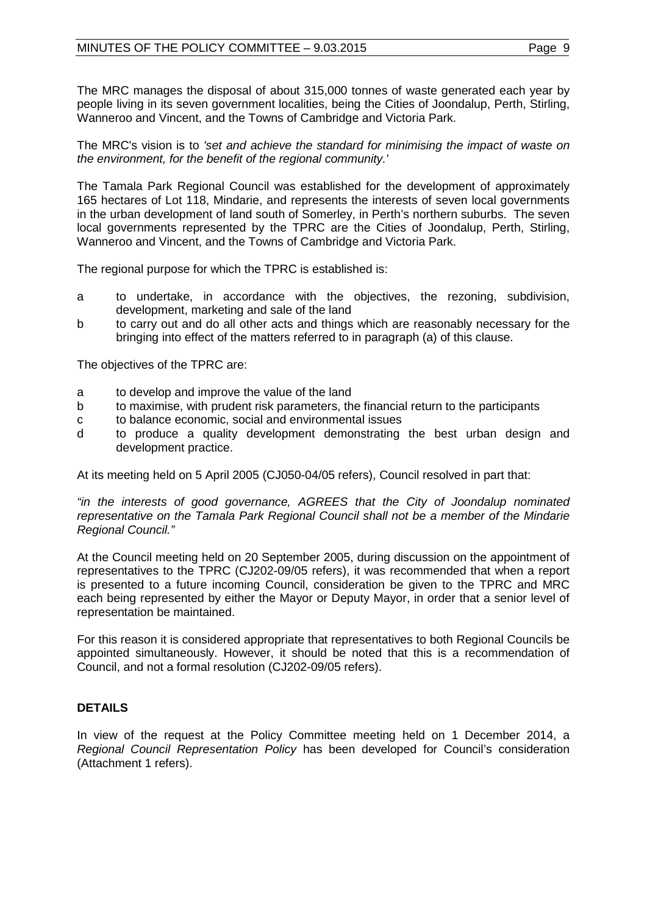The MRC manages the disposal of about 315,000 tonnes of waste generated each year by people living in its seven government localities, being the Cities of Joondalup, Perth, Stirling, Wanneroo and Vincent, and the Towns of Cambridge and Victoria Park.

The MRC's vision is to *'set and achieve the standard for minimising the impact of waste on the environment, for the benefit of the regional community.'*

The Tamala Park Regional Council was established for the development of approximately 165 hectares of Lot 118, Mindarie, and represents the interests of seven local governments in the urban development of land south of Somerley, in Perth's northern suburbs. The seven local governments represented by the TPRC are the Cities of Joondalup, Perth, Stirling, Wanneroo and Vincent, and the Towns of Cambridge and Victoria Park.

The regional purpose for which the TPRC is established is:

- a to undertake, in accordance with the objectives, the rezoning, subdivision, development, marketing and sale of the land
- b to carry out and do all other acts and things which are reasonably necessary for the bringing into effect of the matters referred to in paragraph (a) of this clause.

The objectives of the TPRC are:

- a to develop and improve the value of the land
- b to maximise, with prudent risk parameters, the financial return to the participants
- c to balance economic, social and environmental issues
- d to produce a quality development demonstrating the best urban design and development practice.

At its meeting held on 5 April 2005 (CJ050-04/05 refers), Council resolved in part that:

*"in the interests of good governance, AGREES that the City of Joondalup nominated representative on the Tamala Park Regional Council shall not be a member of the Mindarie Regional Council."*

At the Council meeting held on 20 September 2005, during discussion on the appointment of representatives to the TPRC (CJ202-09/05 refers), it was recommended that when a report is presented to a future incoming Council, consideration be given to the TPRC and MRC each being represented by either the Mayor or Deputy Mayor, in order that a senior level of representation be maintained.

For this reason it is considered appropriate that representatives to both Regional Councils be appointed simultaneously. However, it should be noted that this is a recommendation of Council, and not a formal resolution (CJ202-09/05 refers).

## DETAILS

In view of the request at the Policy Committee meeting held on 1 December 2014, a *Regional Council Representation Policy* has been developed for Council's consideration (Attachment 1 refers).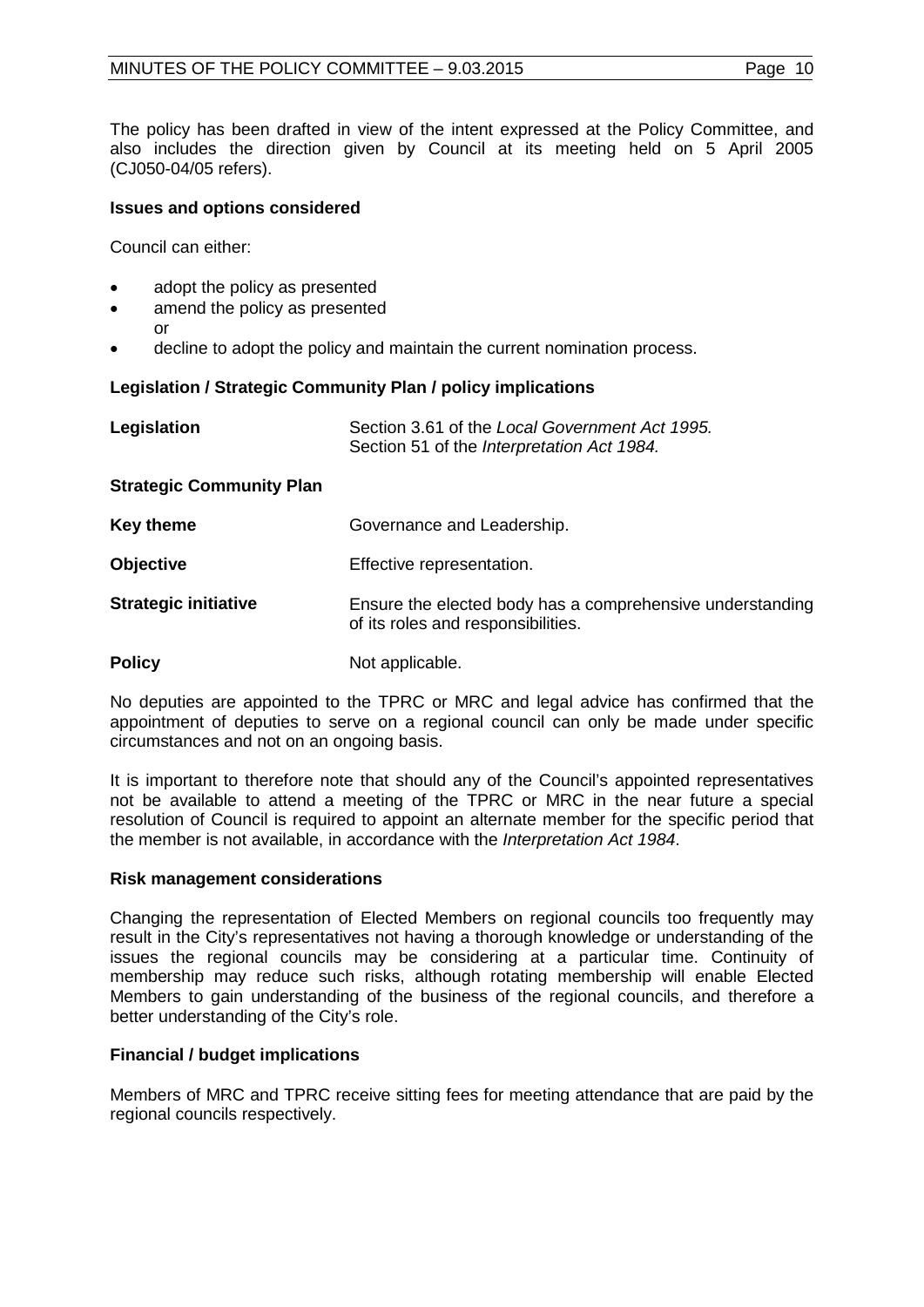The policy has been drafted in view of the intent expressed at the Policy Committee, and also includes the direction given by Council at its meeting held on 5 April 2005 (CJ050-04/05 refers).

**Issues and options considered**

Council can either:

- adopt the policy as presented
- amend the policy as presented
  or
- decline to adopt the policy and maintain the current nomination process.

**Legislation / Strategic Community Plan / policy implications**

| | |
|---|---|
| **Legislation** | Section 3.61 of the *Local Government Act 1995.* Section 51 of the *Interpretation Act 1984.* |
| **Strategic Community Plan** | |
| **Key theme** | Governance and Leadership. |
| **Objective** | Effective representation. |
| **Strategic initiative** | Ensure the elected body has a comprehensive understanding of its roles and responsibilities. |
| **Policy** | Not applicable. |

No deputies are appointed to the TPRC or MRC and legal advice has confirmed that the appointment of deputies to serve on a regional council can only be made under specific circumstances and not on an ongoing basis.

It is important to therefore note that should any of the Council's appointed representatives not be available to attend a meeting of the TPRC or MRC in the near future a special resolution of Council is required to appoint an alternate member for the specific period that the member is not available, in accordance with the *Interpretation Act 1984*.

**Risk management considerations**

Changing the representation of Elected Members on regional councils too frequently may result in the City's representatives not having a thorough knowledge or understanding of the issues the regional councils may be considering at a particular time. Continuity of membership may reduce such risks, although rotating membership will enable Elected Members to gain understanding of the business of the regional councils, and therefore a better understanding of the City's role.

**Financial / budget implications**

Members of MRC and TPRC receive sitting fees for meeting attendance that are paid by the regional councils respectively.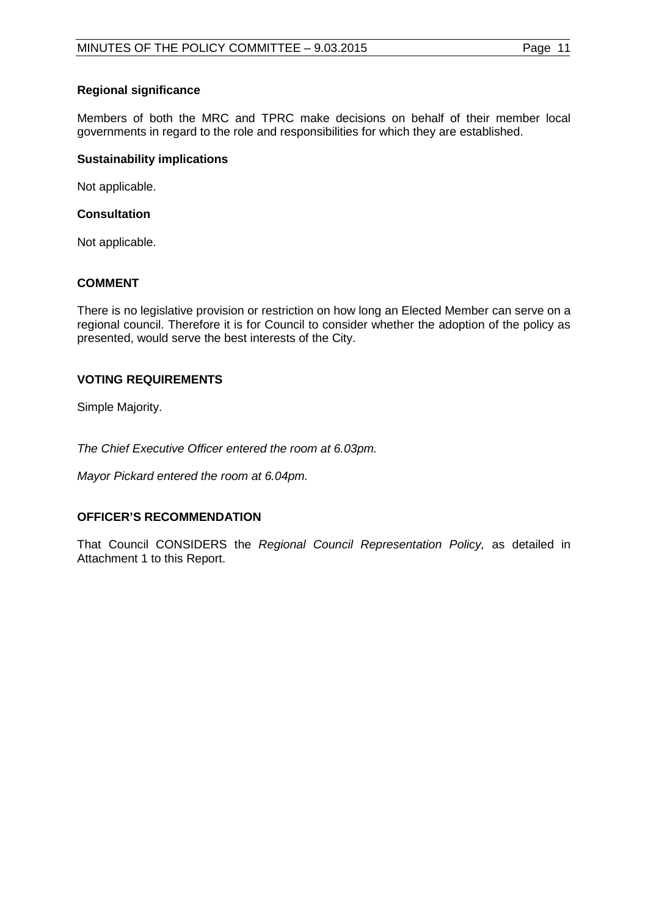**Regional significance**

Members of both the MRC and TPRC make decisions on behalf of their member local governments in regard to the role and responsibilities for which they are established.

**Sustainability implications**

Not applicable.

**Consultation**

Not applicable.

## COMMENT

There is no legislative provision or restriction on how long an Elected Member can serve on a regional council. Therefore it is for Council to consider whether the adoption of the policy as presented, would serve the best interests of the City.

## VOTING REQUIREMENTS

Simple Majority.

*The Chief Executive Officer entered the room at 6.03pm.*

*Mayor Pickard entered the room at 6.04pm.*

## OFFICER'S RECOMMENDATION

That Council CONSIDERS the *Regional Council Representation Policy,* as detailed in Attachment 1 to this Report.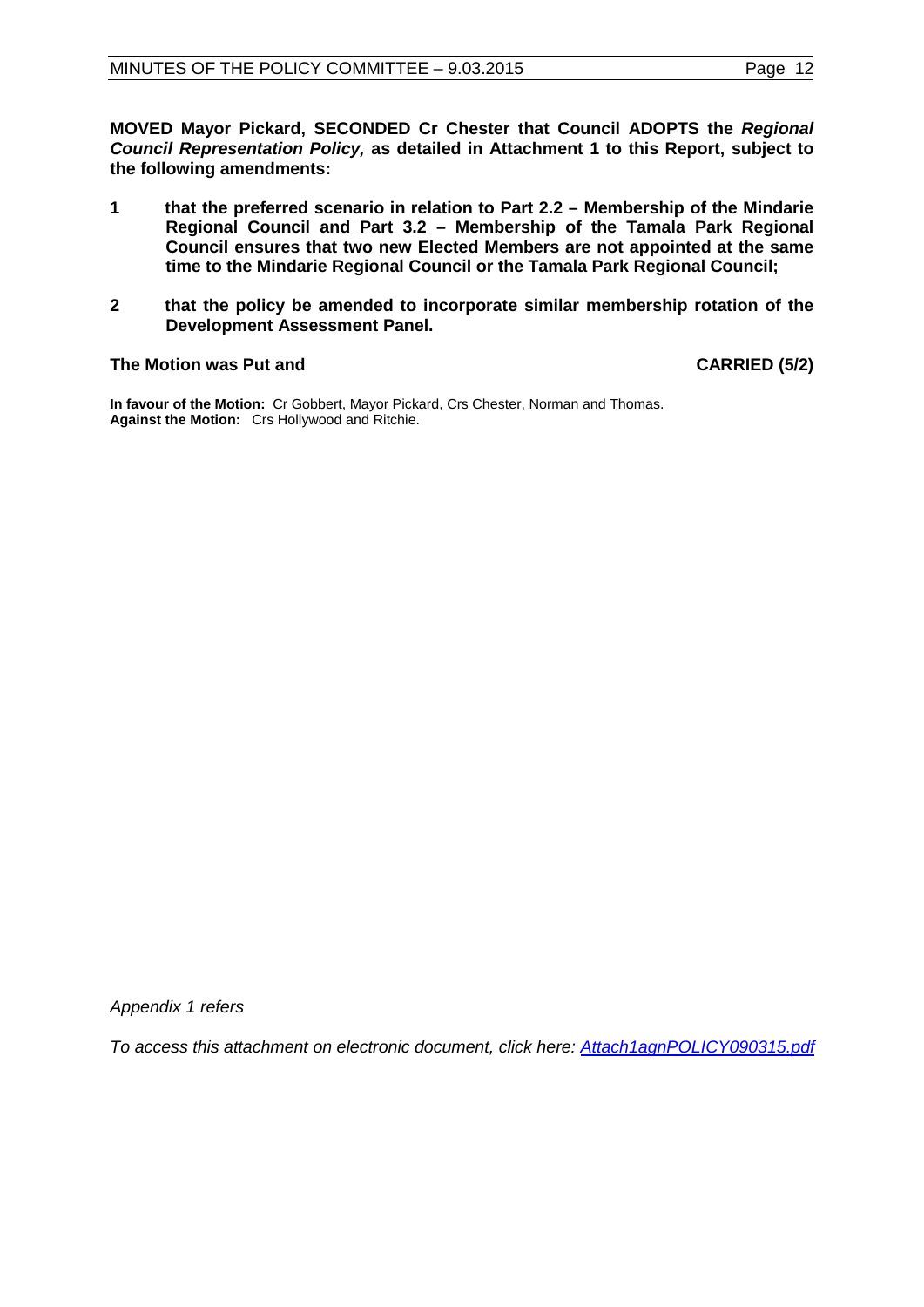**MOVED Mayor Pickard, SECONDED Cr Chester that Council ADOPTS the *Regional Council Representation Policy,* as detailed in Attachment 1 to this Report, subject to the following amendments:**

**1 that the preferred scenario in relation to Part 2.2 – Membership of the Mindarie Regional Council and Part 3.2 – Membership of the Tamala Park Regional Council ensures that two new Elected Members are not appointed at the same time to the Mindarie Regional Council or the Tamala Park Regional Council;**

**2 that the policy be amended to incorporate similar membership rotation of the Development Assessment Panel.**

**The Motion was Put and CARRIED (5/2)**

**In favour of the Motion:** Cr Gobbert, Mayor Pickard, Crs Chester, Norman and Thomas.
**Against the Motion:** Crs Hollywood and Ritchie.

*Appendix 1 refers*

*To access this attachment on electronic document, click here: Attach1agnPOLICY090315.pdf*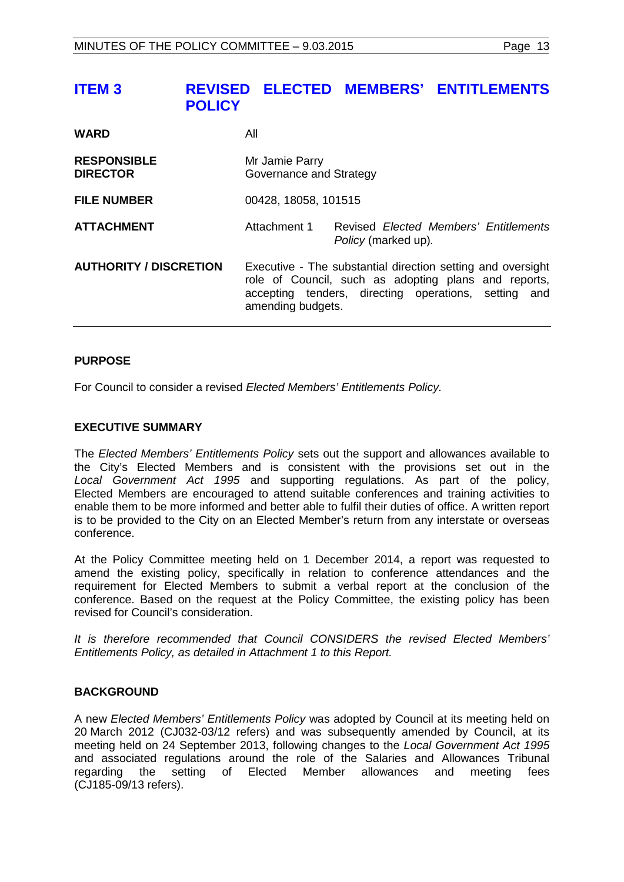# ITEM 3 REVISED ELECTED MEMBERS' ENTITLEMENTS POLICY

| | | |
|---|---|---|
| **WARD** | All | |
| **RESPONSIBLE DIRECTOR** | Mr Jamie Parry<br>Governance and Strategy | |
| **FILE NUMBER** | 00428, 18058, 101515 | |
| **ATTACHMENT** | Attachment 1 | Revised *Elected Members' Entitlements Policy* (marked up). |
| **AUTHORITY / DISCRETION** | Executive - The substantial direction setting and oversight role of Council, such as adopting plans and reports, accepting tenders, directing operations, setting and amending budgets. | |

## PURPOSE

For Council to consider a revised *Elected Members' Entitlements Policy.*

## EXECUTIVE SUMMARY

The *Elected Members' Entitlements Policy* sets out the support and allowances available to the City's Elected Members and is consistent with the provisions set out in the *Local Government Act 1995* and supporting regulations. As part of the policy, Elected Members are encouraged to attend suitable conferences and training activities to enable them to be more informed and better able to fulfil their duties of office. A written report is to be provided to the City on an Elected Member's return from any interstate or overseas conference.

At the Policy Committee meeting held on 1 December 2014, a report was requested to amend the existing policy, specifically in relation to conference attendances and the requirement for Elected Members to submit a verbal report at the conclusion of the conference. Based on the request at the Policy Committee, the existing policy has been revised for Council's consideration.

*It is therefore recommended that Council CONSIDERS the revised Elected Members' Entitlements Policy, as detailed in Attachment 1 to this Report.*

## BACKGROUND

A new *Elected Members' Entitlements Policy* was adopted by Council at its meeting held on 20 March 2012 (CJ032-03/12 refers) and was subsequently amended by Council, at its meeting held on 24 September 2013, following changes to the *Local Government Act 1995* and associated regulations around the role of the Salaries and Allowances Tribunal regarding the setting of Elected Member allowances and meeting fees (CJ185-09/13 refers).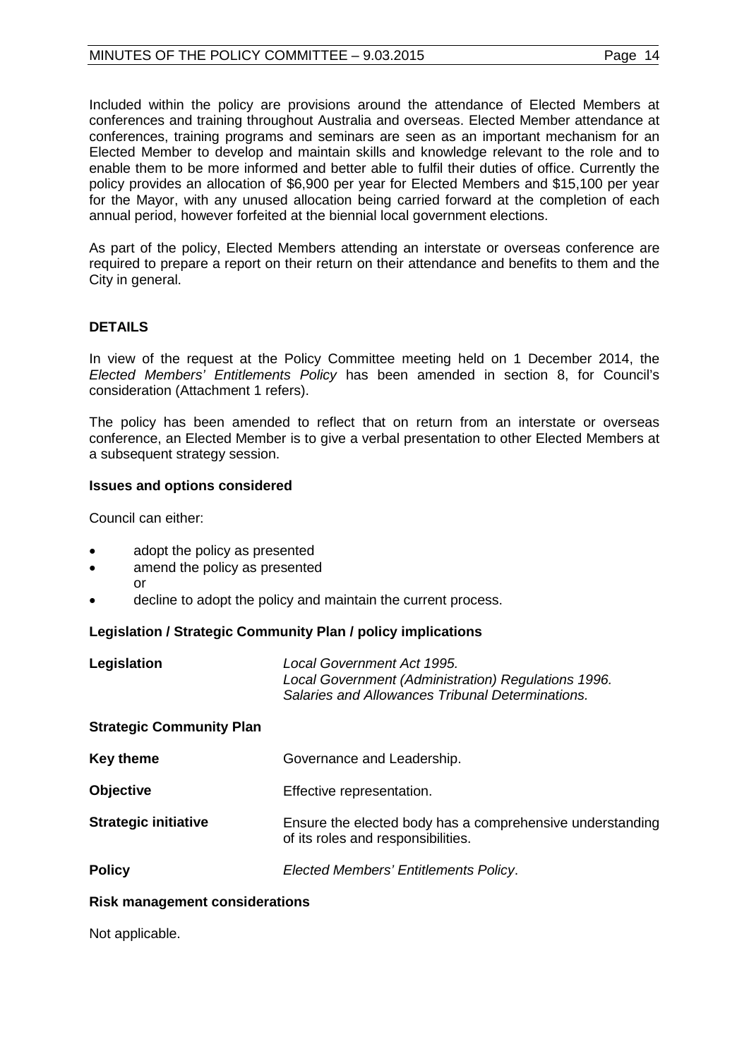Included within the policy are provisions around the attendance of Elected Members at conferences and training throughout Australia and overseas. Elected Member attendance at conferences, training programs and seminars are seen as an important mechanism for an Elected Member to develop and maintain skills and knowledge relevant to the role and to enable them to be more informed and better able to fulfil their duties of office. Currently the policy provides an allocation of $6,900 per year for Elected Members and $15,100 per year for the Mayor, with any unused allocation being carried forward at the completion of each annual period, however forfeited at the biennial local government elections.

As part of the policy, Elected Members attending an interstate or overseas conference are required to prepare a report on their return on their attendance and benefits to them and the City in general.

## DETAILS

In view of the request at the Policy Committee meeting held on 1 December 2014, the *Elected Members' Entitlements Policy* has been amended in section 8, for Council's consideration (Attachment 1 refers).

The policy has been amended to reflect that on return from an interstate or overseas conference, an Elected Member is to give a verbal presentation to other Elected Members at a subsequent strategy session.

### Issues and options considered

Council can either:

- adopt the policy as presented
- amend the policy as presented
  or
- decline to adopt the policy and maintain the current process.

### Legislation / Strategic Community Plan / policy implications

**Legislation** *Local Government Act 1995.*
*Local Government (Administration) Regulations 1996.*
*Salaries and Allowances Tribunal Determinations.*

**Strategic Community Plan**

**Key theme** Governance and Leadership.

**Objective** Effective representation.

**Strategic initiative** Ensure the elected body has a comprehensive understanding of its roles and responsibilities.

**Policy** *Elected Members' Entitlements Policy*.

### Risk management considerations

Not applicable.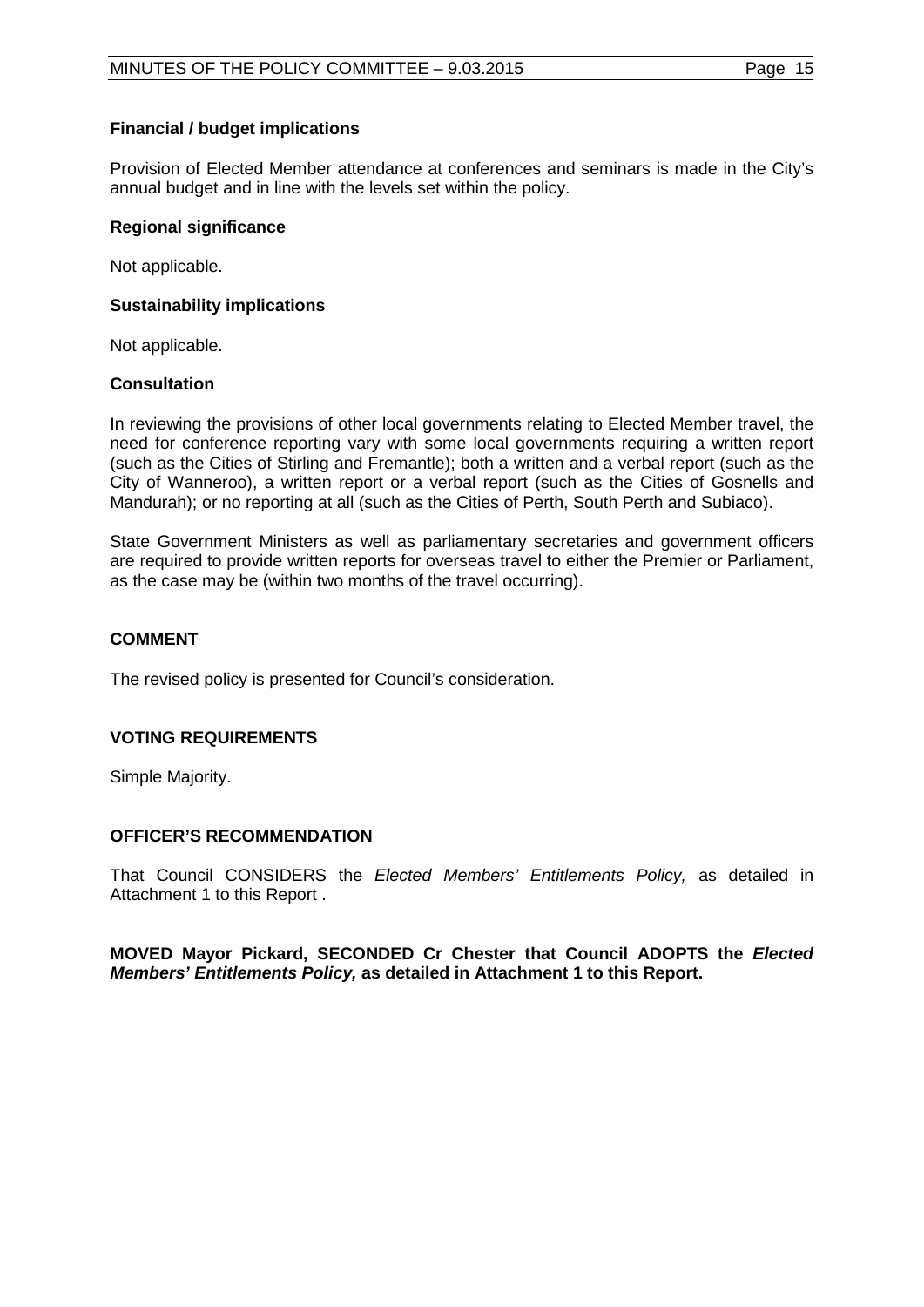**Financial / budget implications**

Provision of Elected Member attendance at conferences and seminars is made in the City's annual budget and in line with the levels set within the policy.

**Regional significance**

Not applicable.

**Sustainability implications**

Not applicable.

**Consultation**

In reviewing the provisions of other local governments relating to Elected Member travel, the need for conference reporting vary with some local governments requiring a written report (such as the Cities of Stirling and Fremantle); both a written and a verbal report (such as the City of Wanneroo), a written report or a verbal report (such as the Cities of Gosnells and Mandurah); or no reporting at all (such as the Cities of Perth, South Perth and Subiaco).

State Government Ministers as well as parliamentary secretaries and government officers are required to provide written reports for overseas travel to either the Premier or Parliament, as the case may be (within two months of the travel occurring).

## COMMENT

The revised policy is presented for Council's consideration.

## VOTING REQUIREMENTS

Simple Majority.

## OFFICER'S RECOMMENDATION

That Council CONSIDERS the *Elected Members' Entitlements Policy,* as detailed in Attachment 1 to this Report .

**MOVED Mayor Pickard, SECONDED Cr Chester that Council ADOPTS the *Elected Members' Entitlements Policy,* as detailed in Attachment 1 to this Report.**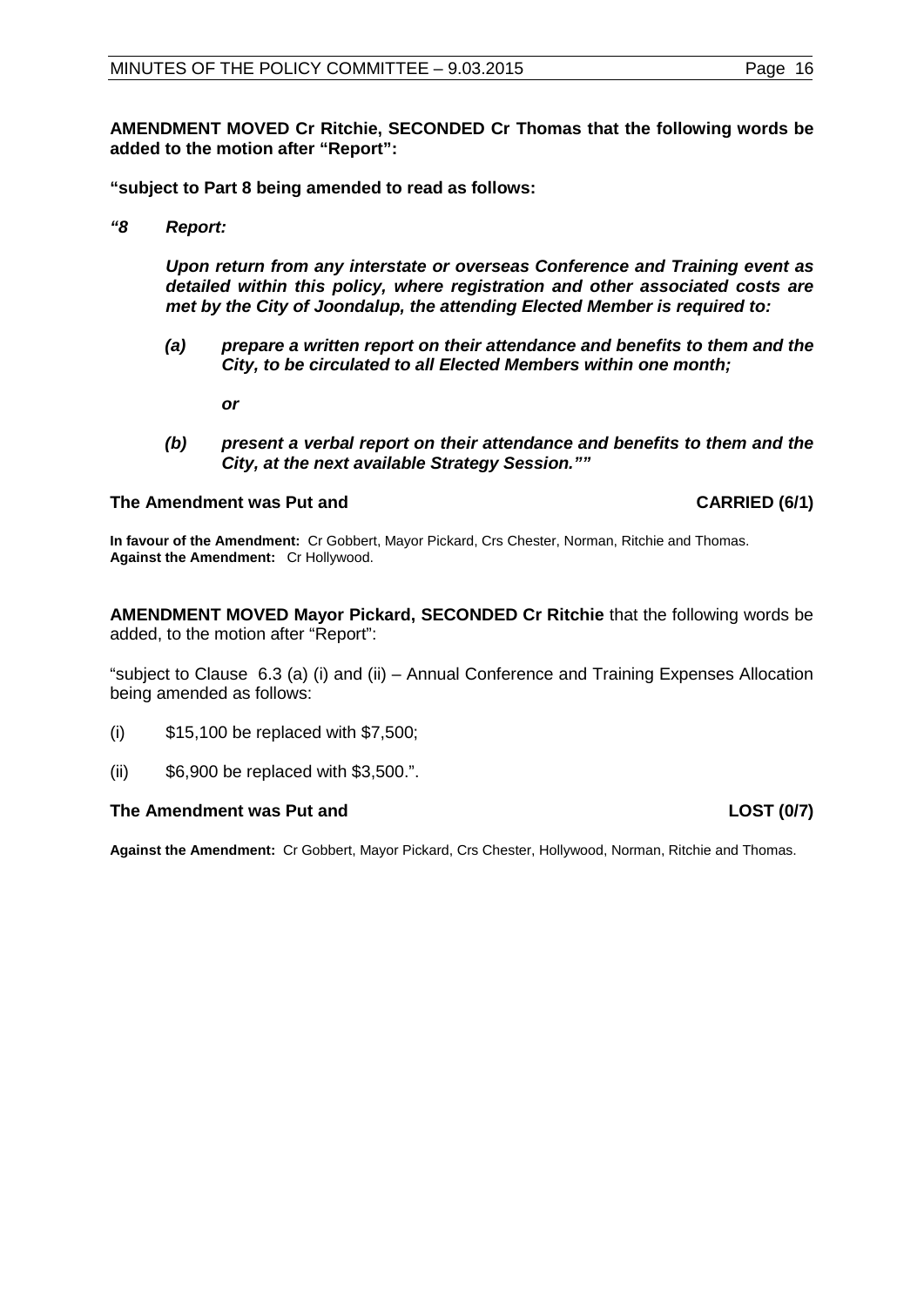**AMENDMENT MOVED Cr Ritchie, SECONDED Cr Thomas that the following words be added to the motion after "Report":**

**"subject to Part 8 being amended to read as follows:**

***"8 Report:***

***Upon return from any interstate or overseas Conference and Training event as detailed within this policy, where registration and other associated costs are met by the City of Joondalup, the attending Elected Member is required to:***

***(a) prepare a written report on their attendance and benefits to them and the City, to be circulated to all Elected Members within one month;***

***or***

***(b) present a verbal report on their attendance and benefits to them and the City, at the next available Strategy Session.""***

**The Amendment was Put and CARRIED (6/1)**

**In favour of the Amendment:** Cr Gobbert, Mayor Pickard, Crs Chester, Norman, Ritchie and Thomas.
**Against the Amendment:** Cr Hollywood.

**AMENDMENT MOVED Mayor Pickard, SECONDED Cr Ritchie** that the following words be added, to the motion after "Report":

"subject to Clause 6.3 (a) (i) and (ii) – Annual Conference and Training Expenses Allocation being amended as follows:

(i) $15,100 be replaced with $7,500;

(ii) $6,900 be replaced with $3,500.".

**The Amendment was Put and LOST (0/7)**

**Against the Amendment:** Cr Gobbert, Mayor Pickard, Crs Chester, Hollywood, Norman, Ritchie and Thomas.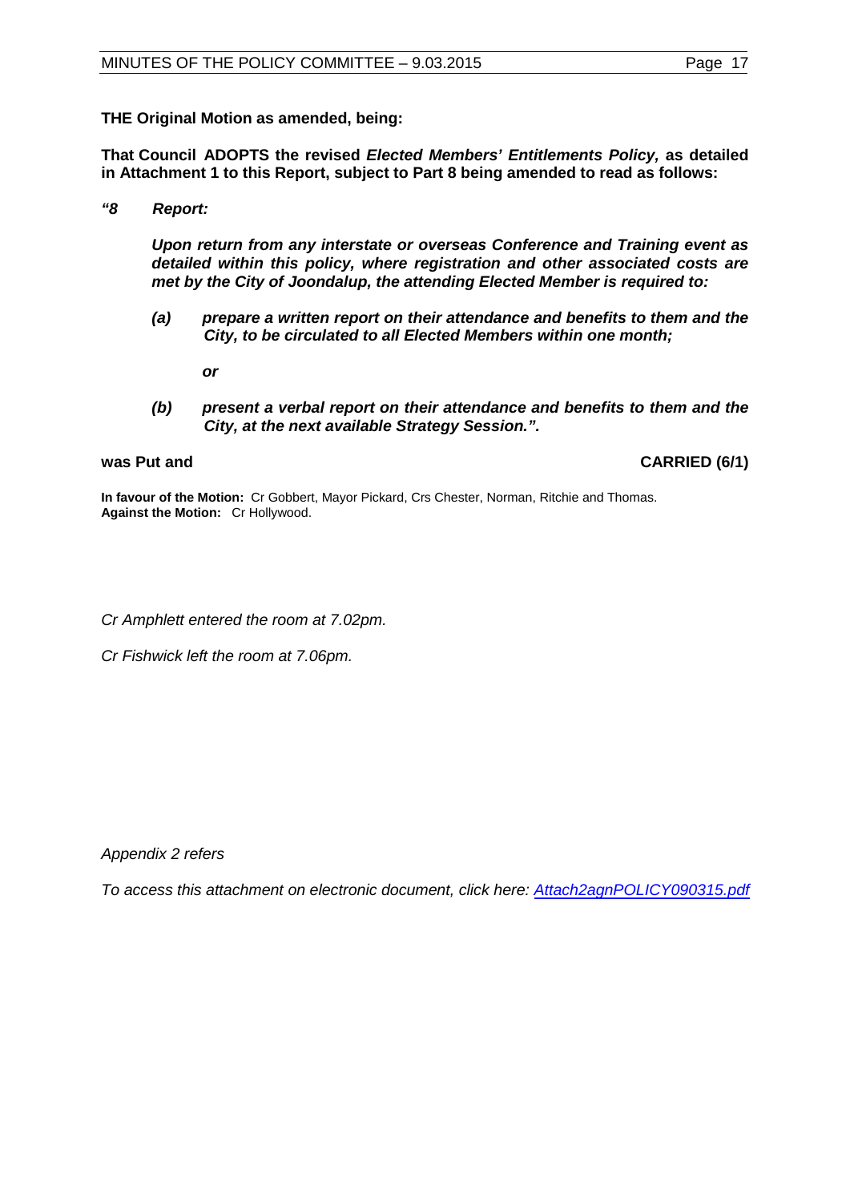**THE Original Motion as amended, being:**

**That Council ADOPTS the revised *Elected Members' Entitlements Policy,* as detailed in Attachment 1 to this Report, subject to Part 8 being amended to read as follows:**

***"8 Report:***

***Upon return from any interstate or overseas Conference and Training event as detailed within this policy, where registration and other associated costs are met by the City of Joondalup, the attending Elected Member is required to:***

***(a) prepare a written report on their attendance and benefits to them and the City, to be circulated to all Elected Members within one month;***

***or***

***(b) present a verbal report on their attendance and benefits to them and the City, at the next available Strategy Session.".***

**was Put and CARRIED (6/1)**

**In favour of the Motion:** Cr Gobbert, Mayor Pickard, Crs Chester, Norman, Ritchie and Thomas.
**Against the Motion:** Cr Hollywood.

*Cr Amphlett entered the room at 7.02pm.*

*Cr Fishwick left the room at 7.06pm.*

*Appendix 2 refers*

*To access this attachment on electronic document, click here: Attach2agnPOLICY090315.pdf*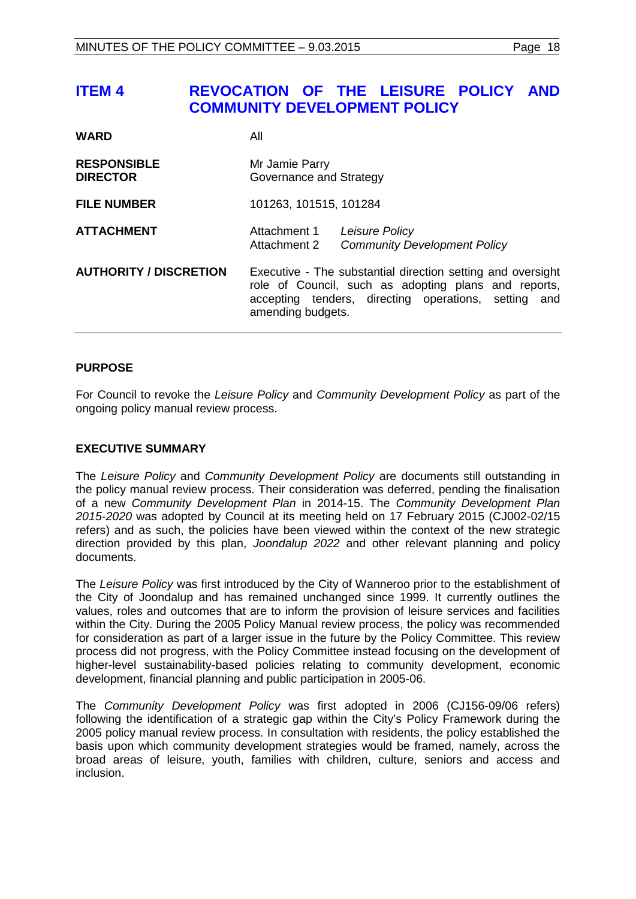# ITEM 4 REVOCATION OF THE LEISURE POLICY AND COMMUNITY DEVELOPMENT POLICY

| | |
|---|---|
| **WARD** | All |
| **RESPONSIBLE DIRECTOR** | Mr Jamie Parry<br>Governance and Strategy |
| **FILE NUMBER** | 101263, 101515, 101284 |
| **ATTACHMENT** | Attachment 1 *Leisure Policy*<br>Attachment 2 *Community Development Policy* |
| **AUTHORITY / DISCRETION** | Executive - The substantial direction setting and oversight role of Council, such as adopting plans and reports, accepting tenders, directing operations, setting and amending budgets. |

## PURPOSE

For Council to revoke the *Leisure Policy* and *Community Development Policy* as part of the ongoing policy manual review process.

## EXECUTIVE SUMMARY

The *Leisure Policy* and *Community Development Policy* are documents still outstanding in the policy manual review process. Their consideration was deferred, pending the finalisation of a new *Community Development Plan* in 2014-15. The *Community Development Plan 2015-2020* was adopted by Council at its meeting held on 17 February 2015 (CJ002-02/15 refers) and as such, the policies have been viewed within the context of the new strategic direction provided by this plan, *Joondalup 2022* and other relevant planning and policy documents.

The *Leisure Policy* was first introduced by the City of Wanneroo prior to the establishment of the City of Joondalup and has remained unchanged since 1999. It currently outlines the values, roles and outcomes that are to inform the provision of leisure services and facilities within the City. During the 2005 Policy Manual review process, the policy was recommended for consideration as part of a larger issue in the future by the Policy Committee. This review process did not progress, with the Policy Committee instead focusing on the development of higher-level sustainability-based policies relating to community development, economic development, financial planning and public participation in 2005-06.

The *Community Development Policy* was first adopted in 2006 (CJ156-09/06 refers) following the identification of a strategic gap within the City's Policy Framework during the 2005 policy manual review process. In consultation with residents, the policy established the basis upon which community development strategies would be framed, namely, across the broad areas of leisure, youth, families with children, culture, seniors and access and inclusion.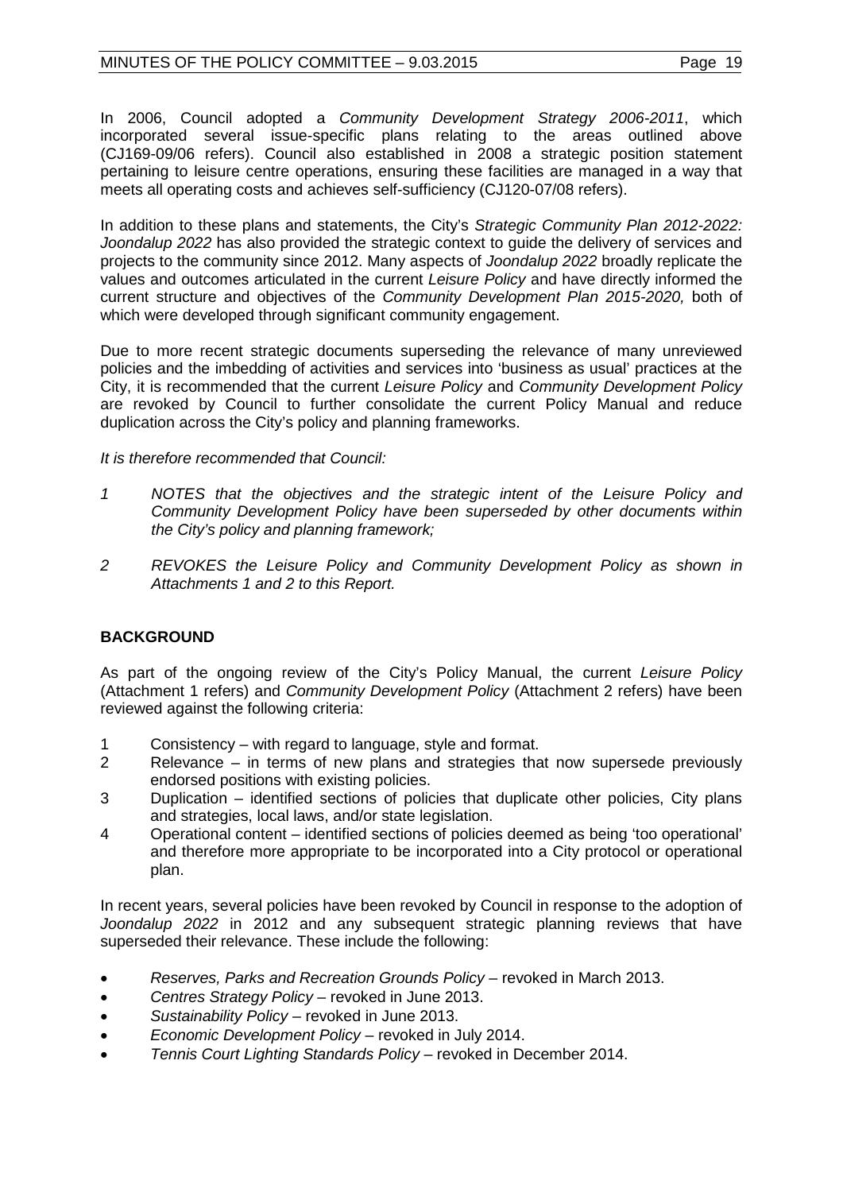In 2006, Council adopted a *Community Development Strategy 2006-2011*, which incorporated several issue-specific plans relating to the areas outlined above (CJ169-09/06 refers). Council also established in 2008 a strategic position statement pertaining to leisure centre operations, ensuring these facilities are managed in a way that meets all operating costs and achieves self-sufficiency (CJ120-07/08 refers).

In addition to these plans and statements, the City's *Strategic Community Plan 2012-2022: Joondalup 2022* has also provided the strategic context to guide the delivery of services and projects to the community since 2012. Many aspects of *Joondalup 2022* broadly replicate the values and outcomes articulated in the current *Leisure Policy* and have directly informed the current structure and objectives of the *Community Development Plan 2015-2020,* both of which were developed through significant community engagement.

Due to more recent strategic documents superseding the relevance of many unreviewed policies and the imbedding of activities and services into 'business as usual' practices at the City, it is recommended that the current *Leisure Policy* and *Community Development Policy* are revoked by Council to further consolidate the current Policy Manual and reduce duplication across the City's policy and planning frameworks.

*It is therefore recommended that Council:*

*1 NOTES that the objectives and the strategic intent of the Leisure Policy and Community Development Policy have been superseded by other documents within the City's policy and planning framework;*

*2 REVOKES the Leisure Policy and Community Development Policy as shown in Attachments 1 and 2 to this Report.*

## BACKGROUND

As part of the ongoing review of the City's Policy Manual, the current *Leisure Policy* (Attachment 1 refers) and *Community Development Policy* (Attachment 2 refers) have been reviewed against the following criteria:

1 Consistency – with regard to language, style and format.
2 Relevance – in terms of new plans and strategies that now supersede previously endorsed positions with existing policies.
3 Duplication – identified sections of policies that duplicate other policies, City plans and strategies, local laws, and/or state legislation.
4 Operational content – identified sections of policies deemed as being 'too operational' and therefore more appropriate to be incorporated into a City protocol or operational plan.

In recent years, several policies have been revoked by Council in response to the adoption of *Joondalup 2022* in 2012 and any subsequent strategic planning reviews that have superseded their relevance. These include the following:

- *Reserves, Parks and Recreation Grounds Policy* – revoked in March 2013.
- *Centres Strategy Policy* – revoked in June 2013.
- *Sustainability Policy* – revoked in June 2013.
- *Economic Development Policy* – revoked in July 2014.
- *Tennis Court Lighting Standards Policy* – revoked in December 2014.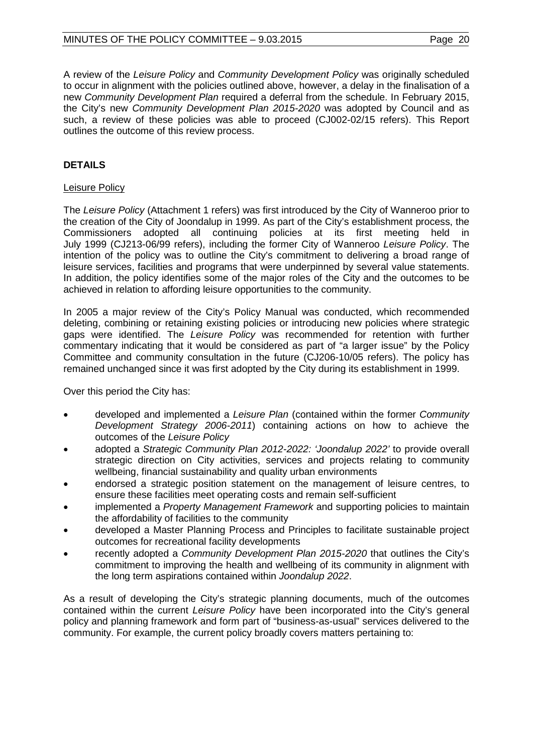A review of the *Leisure Policy* and *Community Development Policy* was originally scheduled to occur in alignment with the policies outlined above, however, a delay in the finalisation of a new *Community Development Plan* required a deferral from the schedule. In February 2015, the City's new *Community Development Plan 2015-2020* was adopted by Council and as such, a review of these policies was able to proceed (CJ002-02/15 refers). This Report outlines the outcome of this review process.

## DETAILS

### Leisure Policy

The *Leisure Policy* (Attachment 1 refers) was first introduced by the City of Wanneroo prior to the creation of the City of Joondalup in 1999. As part of the City's establishment process, the Commissioners adopted all continuing policies at its first meeting held in July 1999 (CJ213-06/99 refers), including the former City of Wanneroo *Leisure Policy*. The intention of the policy was to outline the City's commitment to delivering a broad range of leisure services, facilities and programs that were underpinned by several value statements. In addition, the policy identifies some of the major roles of the City and the outcomes to be achieved in relation to affording leisure opportunities to the community.

In 2005 a major review of the City's Policy Manual was conducted, which recommended deleting, combining or retaining existing policies or introducing new policies where strategic gaps were identified. The *Leisure Policy* was recommended for retention with further commentary indicating that it would be considered as part of "a larger issue" by the Policy Committee and community consultation in the future (CJ206-10/05 refers). The policy has remained unchanged since it was first adopted by the City during its establishment in 1999.

Over this period the City has:

- developed and implemented a *Leisure Plan* (contained within the former *Community Development Strategy 2006-2011*) containing actions on how to achieve the outcomes of the *Leisure Policy*
- adopted a *Strategic Community Plan 2012-2022: 'Joondalup 2022'* to provide overall strategic direction on City activities, services and projects relating to community wellbeing, financial sustainability and quality urban environments
- endorsed a strategic position statement on the management of leisure centres, to ensure these facilities meet operating costs and remain self-sufficient
- implemented a *Property Management Framework* and supporting policies to maintain the affordability of facilities to the community
- developed a Master Planning Process and Principles to facilitate sustainable project outcomes for recreational facility developments
- recently adopted a *Community Development Plan 2015-2020* that outlines the City's commitment to improving the health and wellbeing of its community in alignment with the long term aspirations contained within *Joondalup 2022*.

As a result of developing the City's strategic planning documents, much of the outcomes contained within the current *Leisure Policy* have been incorporated into the City's general policy and planning framework and form part of "business-as-usual" services delivered to the community. For example, the current policy broadly covers matters pertaining to: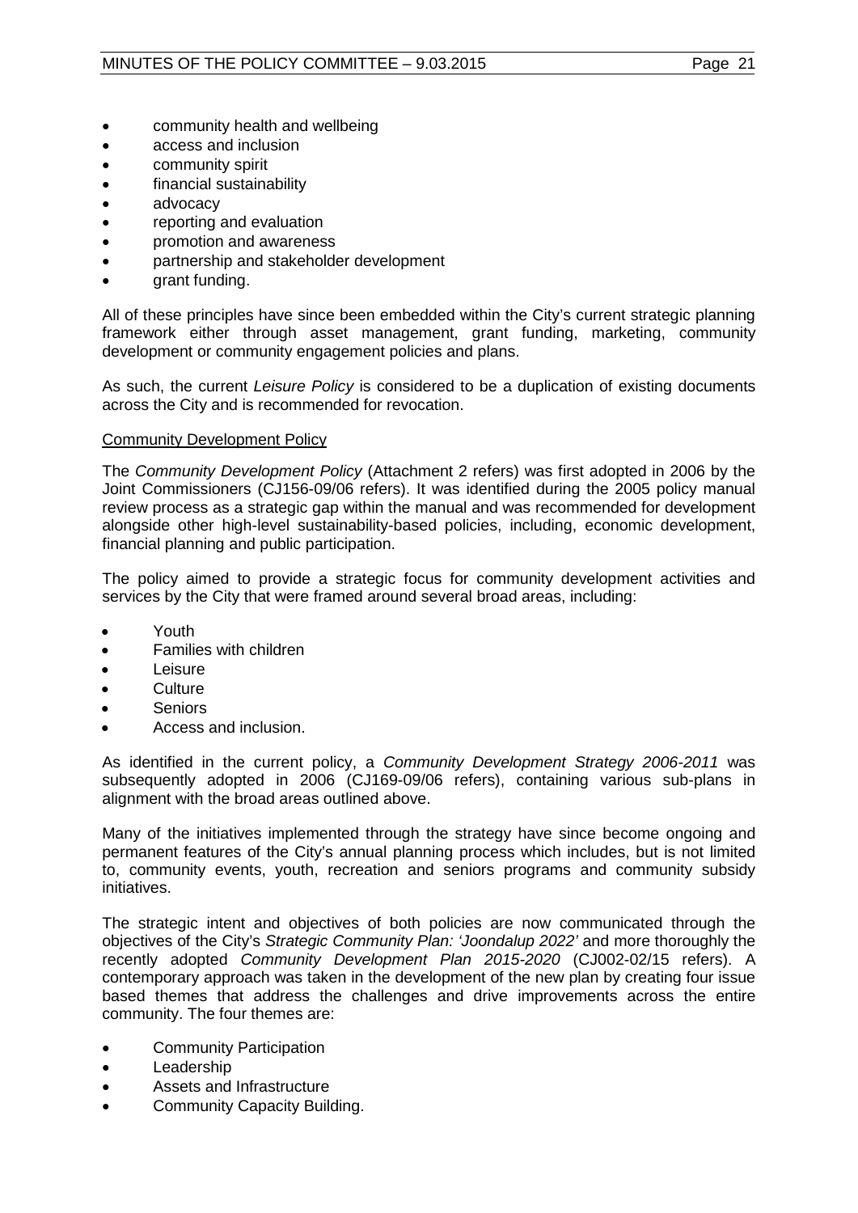- community health and wellbeing
- access and inclusion
- community spirit
- financial sustainability
- advocacy
- reporting and evaluation
- promotion and awareness
- partnership and stakeholder development
- grant funding.

All of these principles have since been embedded within the City's current strategic planning framework either through asset management, grant funding, marketing, community development or community engagement policies and plans.

As such, the current *Leisure Policy* is considered to be a duplication of existing documents across the City and is recommended for revocation.

Community Development Policy

The *Community Development Policy* (Attachment 2 refers) was first adopted in 2006 by the Joint Commissioners (CJ156-09/06 refers). It was identified during the 2005 policy manual review process as a strategic gap within the manual and was recommended for development alongside other high-level sustainability-based policies, including, economic development, financial planning and public participation.

The policy aimed to provide a strategic focus for community development activities and services by the City that were framed around several broad areas, including:

- Youth
- Families with children
- Leisure
- Culture
- Seniors
- Access and inclusion.

As identified in the current policy, a *Community Development Strategy 2006-2011* was subsequently adopted in 2006 (CJ169-09/06 refers), containing various sub-plans in alignment with the broad areas outlined above.

Many of the initiatives implemented through the strategy have since become ongoing and permanent features of the City's annual planning process which includes, but is not limited to, community events, youth, recreation and seniors programs and community subsidy initiatives.

The strategic intent and objectives of both policies are now communicated through the objectives of the City's *Strategic Community Plan: 'Joondalup 2022'* and more thoroughly the recently adopted *Community Development Plan 2015-2020* (CJ002-02/15 refers). A contemporary approach was taken in the development of the new plan by creating four issue based themes that address the challenges and drive improvements across the entire community. The four themes are:

- Community Participation
- Leadership
- Assets and Infrastructure
- Community Capacity Building.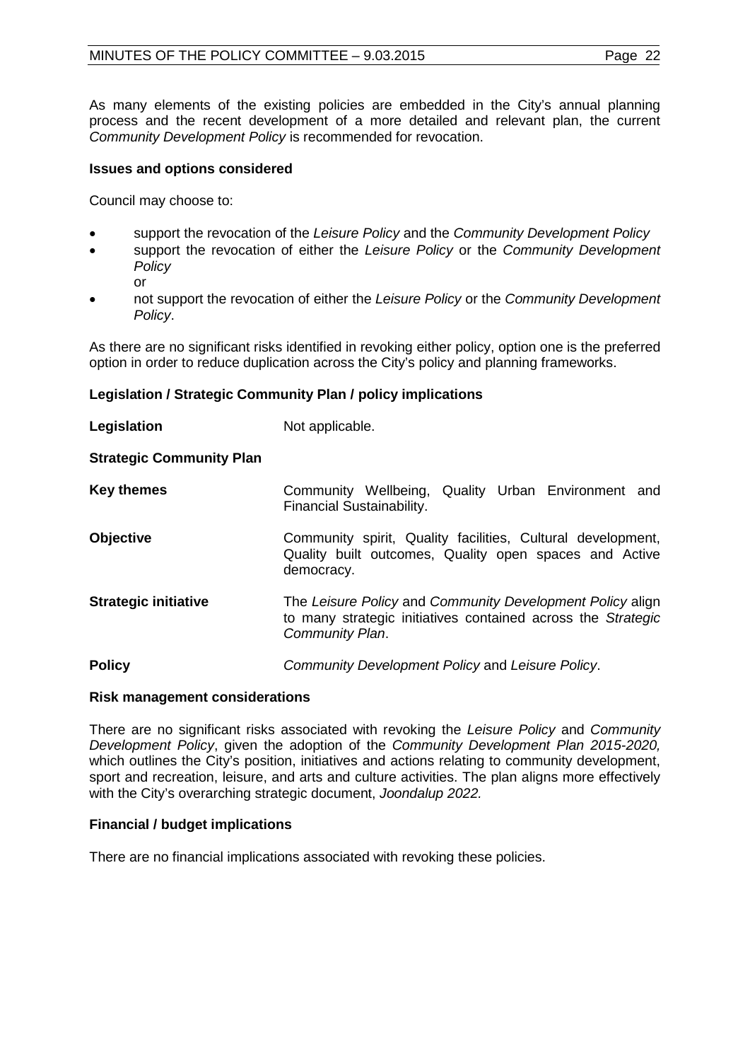As many elements of the existing policies are embedded in the City's annual planning process and the recent development of a more detailed and relevant plan, the current *Community Development Policy* is recommended for revocation.

**Issues and options considered**

Council may choose to:

- support the revocation of the *Leisure Policy* and the *Community Development Policy*
- support the revocation of either the *Leisure Policy* or the *Community Development Policy*
  or
- not support the revocation of either the *Leisure Policy* or the *Community Development Policy*.

As there are no significant risks identified in revoking either policy, option one is the preferred option in order to reduce duplication across the City's policy and planning frameworks.

**Legislation / Strategic Community Plan / policy implications**

**Legislation** Not applicable.

**Strategic Community Plan**

**Key themes** Community Wellbeing, Quality Urban Environment and Financial Sustainability.

**Objective** Community spirit, Quality facilities, Cultural development, Quality built outcomes, Quality open spaces and Active democracy.

**Strategic initiative** The *Leisure Policy* and *Community Development Policy* align to many strategic initiatives contained across the *Strategic Community Plan*.

**Policy** *Community Development Policy* and *Leisure Policy*.

**Risk management considerations**

There are no significant risks associated with revoking the *Leisure Policy* and *Community Development Policy*, given the adoption of the *Community Development Plan 2015-2020,* which outlines the City's position, initiatives and actions relating to community development, sport and recreation, leisure, and arts and culture activities. The plan aligns more effectively with the City's overarching strategic document, *Joondalup 2022.*

**Financial / budget implications**

There are no financial implications associated with revoking these policies.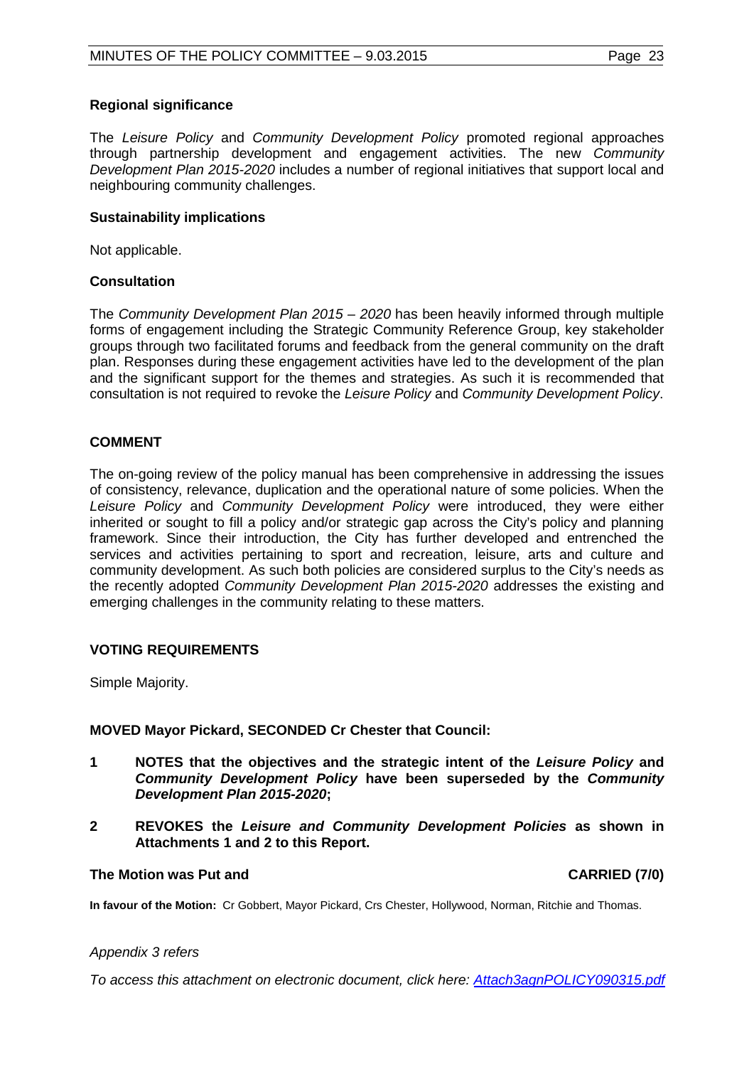### Regional significance

The *Leisure Policy* and *Community Development Policy* promoted regional approaches through partnership development and engagement activities. The new *Community Development Plan 2015-2020* includes a number of regional initiatives that support local and neighbouring community challenges.

### Sustainability implications

Not applicable.

### Consultation

The *Community Development Plan 2015 – 2020* has been heavily informed through multiple forms of engagement including the Strategic Community Reference Group, key stakeholder groups through two facilitated forums and feedback from the general community on the draft plan. Responses during these engagement activities have led to the development of the plan and the significant support for the themes and strategies. As such it is recommended that consultation is not required to revoke the *Leisure Policy* and *Community Development Policy*.

## COMMENT

The on-going review of the policy manual has been comprehensive in addressing the issues of consistency, relevance, duplication and the operational nature of some policies. When the *Leisure Policy* and *Community Development Policy* were introduced, they were either inherited or sought to fill a policy and/or strategic gap across the City's policy and planning framework. Since their introduction, the City has further developed and entrenched the services and activities pertaining to sport and recreation, leisure, arts and culture and community development. As such both policies are considered surplus to the City's needs as the recently adopted *Community Development Plan 2015-2020* addresses the existing and emerging challenges in the community relating to these matters.

## VOTING REQUIREMENTS

Simple Majority.

**MOVED Mayor Pickard, SECONDED Cr Chester that Council:**

1. **NOTES that the objectives and the strategic intent of the *Leisure Policy* and *Community Development Policy* have been superseded by the *Community Development Plan 2015-2020*;**
2. **REVOKES the *Leisure and Community Development Policies* as shown in Attachments 1 and 2 to this Report.**

**The Motion was Put and CARRIED (7/0)**

**In favour of the Motion:** Cr Gobbert, Mayor Pickard, Crs Chester, Hollywood, Norman, Ritchie and Thomas.

*Appendix 3 refers*

*To access this attachment on electronic document, click here: Attach3agnPOLICY090315.pdf*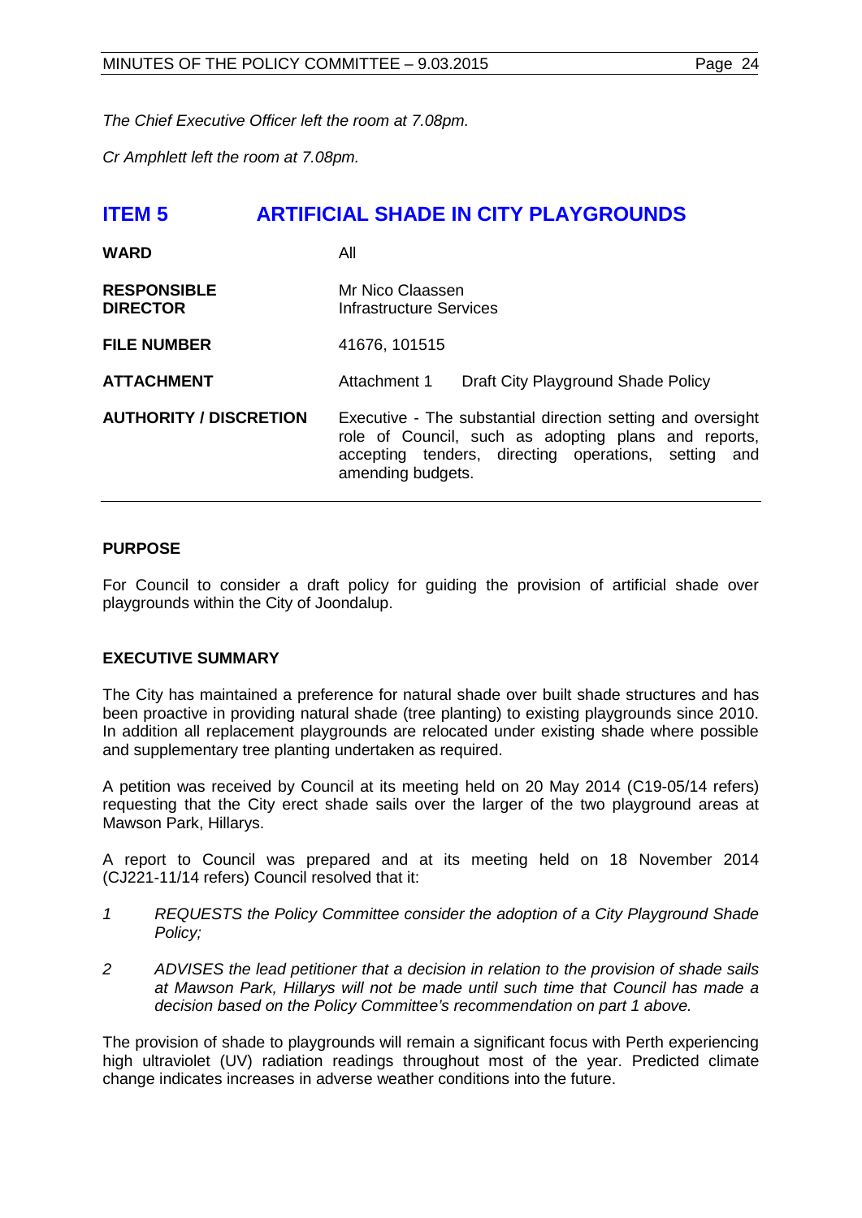*The Chief Executive Officer left the room at 7.08pm.*

*Cr Amphlett left the room at 7.08pm.*

## ITEM 5 ARTIFICIAL SHADE IN CITY PLAYGROUNDS

| | |
|---|---|
| **WARD** | All |
| **RESPONSIBLE DIRECTOR** | Mr Nico Claassen<br>Infrastructure Services |
| **FILE NUMBER** | 41676, 101515 |
| **ATTACHMENT** | Attachment 1 Draft City Playground Shade Policy |
| **AUTHORITY / DISCRETION** | Executive - The substantial direction setting and oversight role of Council, such as adopting plans and reports, accepting tenders, directing operations, setting and amending budgets. |

### PURPOSE

For Council to consider a draft policy for guiding the provision of artificial shade over playgrounds within the City of Joondalup.

### EXECUTIVE SUMMARY

The City has maintained a preference for natural shade over built shade structures and has been proactive in providing natural shade (tree planting) to existing playgrounds since 2010. In addition all replacement playgrounds are relocated under existing shade where possible and supplementary tree planting undertaken as required.

A petition was received by Council at its meeting held on 20 May 2014 (C19-05/14 refers) requesting that the City erect shade sails over the larger of the two playground areas at Mawson Park, Hillarys.

A report to Council was prepared and at its meeting held on 18 November 2014 (CJ221-11/14 refers) Council resolved that it:

1. *REQUESTS the Policy Committee consider the adoption of a City Playground Shade Policy;*
2. *ADVISES the lead petitioner that a decision in relation to the provision of shade sails at Mawson Park, Hillarys will not be made until such time that Council has made a decision based on the Policy Committee's recommendation on part 1 above.*

The provision of shade to playgrounds will remain a significant focus with Perth experiencing high ultraviolet (UV) radiation readings throughout most of the year. Predicted climate change indicates increases in adverse weather conditions into the future.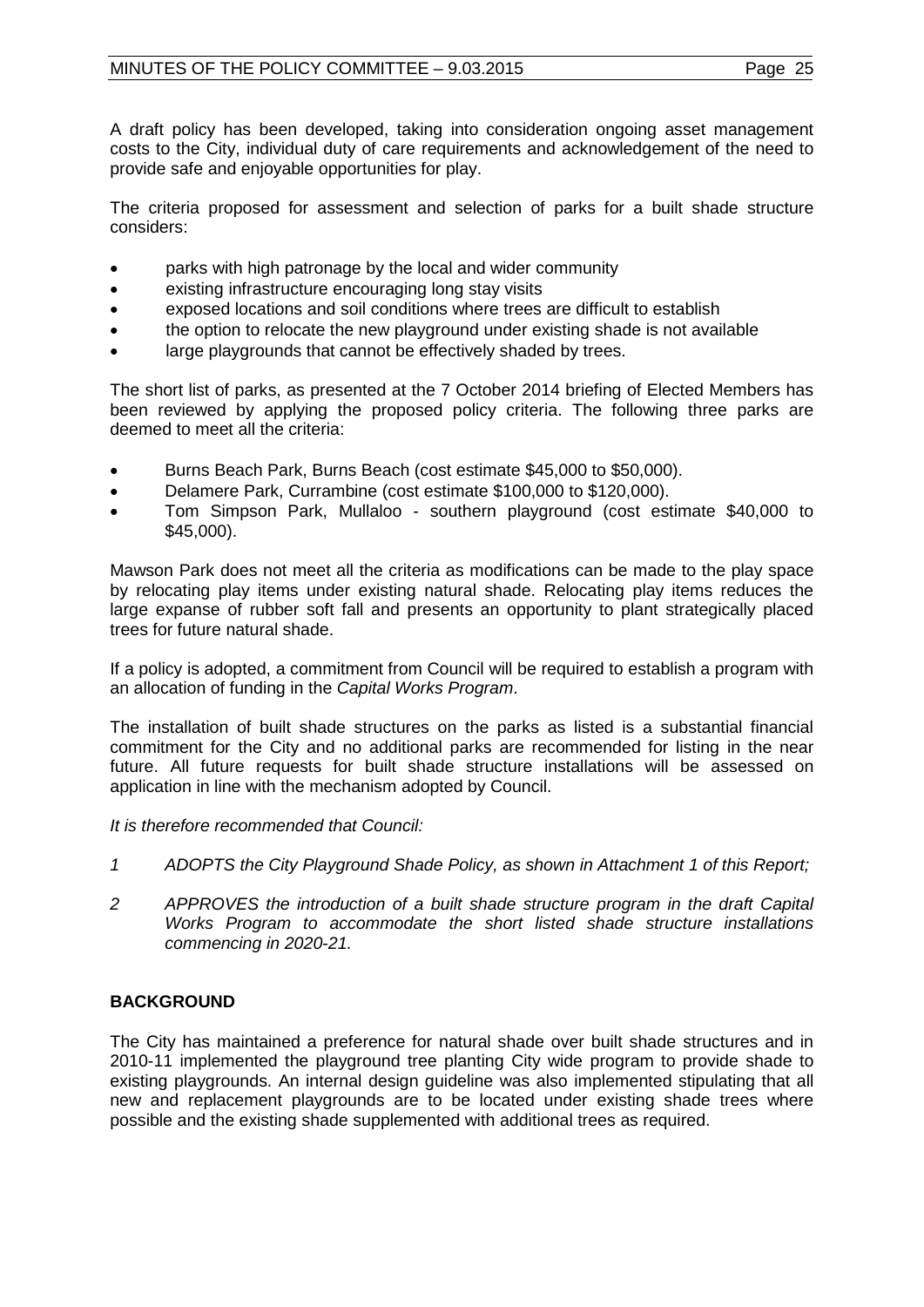A draft policy has been developed, taking into consideration ongoing asset management costs to the City, individual duty of care requirements and acknowledgement of the need to provide safe and enjoyable opportunities for play.

The criteria proposed for assessment and selection of parks for a built shade structure considers:

- parks with high patronage by the local and wider community
- existing infrastructure encouraging long stay visits
- exposed locations and soil conditions where trees are difficult to establish
- the option to relocate the new playground under existing shade is not available
- large playgrounds that cannot be effectively shaded by trees.

The short list of parks, as presented at the 7 October 2014 briefing of Elected Members has been reviewed by applying the proposed policy criteria. The following three parks are deemed to meet all the criteria:

- Burns Beach Park, Burns Beach (cost estimate $45,000 to $50,000).
- Delamere Park, Currambine (cost estimate $100,000 to $120,000).
- Tom Simpson Park, Mullaloo - southern playground (cost estimate $40,000 to $45,000).

Mawson Park does not meet all the criteria as modifications can be made to the play space by relocating play items under existing natural shade. Relocating play items reduces the large expanse of rubber soft fall and presents an opportunity to plant strategically placed trees for future natural shade.

If a policy is adopted, a commitment from Council will be required to establish a program with an allocation of funding in the *Capital Works Program*.

The installation of built shade structures on the parks as listed is a substantial financial commitment for the City and no additional parks are recommended for listing in the near future. All future requests for built shade structure installations will be assessed on application in line with the mechanism adopted by Council.

*It is therefore recommended that Council:*

*1 ADOPTS the City Playground Shade Policy, as shown in Attachment 1 of this Report;*

*2 APPROVES the introduction of a built shade structure program in the draft Capital Works Program to accommodate the short listed shade structure installations commencing in 2020-21.*

## BACKGROUND

The City has maintained a preference for natural shade over built shade structures and in 2010-11 implemented the playground tree planting City wide program to provide shade to existing playgrounds. An internal design guideline was also implemented stipulating that all new and replacement playgrounds are to be located under existing shade trees where possible and the existing shade supplemented with additional trees as required.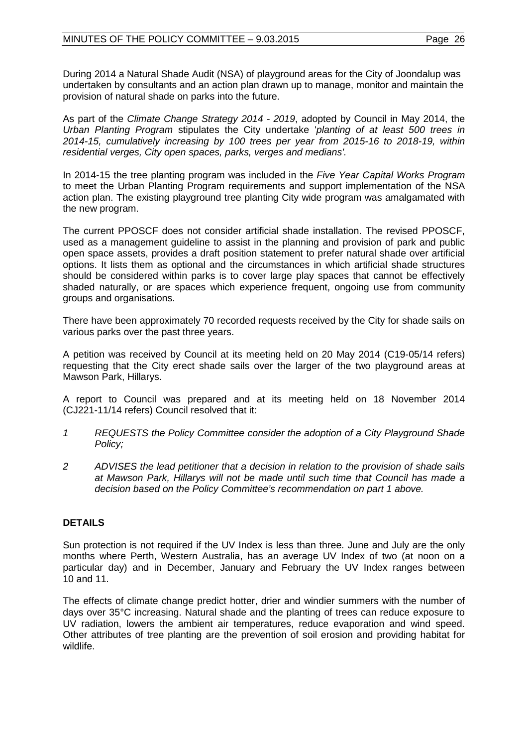During 2014 a Natural Shade Audit (NSA) of playground areas for the City of Joondalup was undertaken by consultants and an action plan drawn up to manage, monitor and maintain the provision of natural shade on parks into the future.

As part of the *Climate Change Strategy 2014 - 2019*, adopted by Council in May 2014, the *Urban Planting Program* stipulates the City undertake '*planting of at least 500 trees in 2014-15, cumulatively increasing by 100 trees per year from 2015-16 to 2018-19, within residential verges, City open spaces, parks, verges and medians'*.

In 2014-15 the tree planting program was included in the *Five Year Capital Works Program* to meet the Urban Planting Program requirements and support implementation of the NSA action plan. The existing playground tree planting City wide program was amalgamated with the new program.

The current PPOSCF does not consider artificial shade installation. The revised PPOSCF, used as a management guideline to assist in the planning and provision of park and public open space assets, provides a draft position statement to prefer natural shade over artificial options. It lists them as optional and the circumstances in which artificial shade structures should be considered within parks is to cover large play spaces that cannot be effectively shaded naturally, or are spaces which experience frequent, ongoing use from community groups and organisations.

There have been approximately 70 recorded requests received by the City for shade sails on various parks over the past three years.

A petition was received by Council at its meeting held on 20 May 2014 (C19-05/14 refers) requesting that the City erect shade sails over the larger of the two playground areas at Mawson Park, Hillarys.

A report to Council was prepared and at its meeting held on 18 November 2014 (CJ221-11/14 refers) Council resolved that it:

1. *REQUESTS the Policy Committee consider the adoption of a City Playground Shade Policy;*
2. *ADVISES the lead petitioner that a decision in relation to the provision of shade sails at Mawson Park, Hillarys will not be made until such time that Council has made a decision based on the Policy Committee's recommendation on part 1 above.*

## DETAILS

Sun protection is not required if the UV Index is less than three. June and July are the only months where Perth, Western Australia, has an average UV Index of two (at noon on a particular day) and in December, January and February the UV Index ranges between 10 and 11.

The effects of climate change predict hotter, drier and windier summers with the number of days over 35°C increasing. Natural shade and the planting of trees can reduce exposure to UV radiation, lowers the ambient air temperatures, reduce evaporation and wind speed. Other attributes of tree planting are the prevention of soil erosion and providing habitat for wildlife.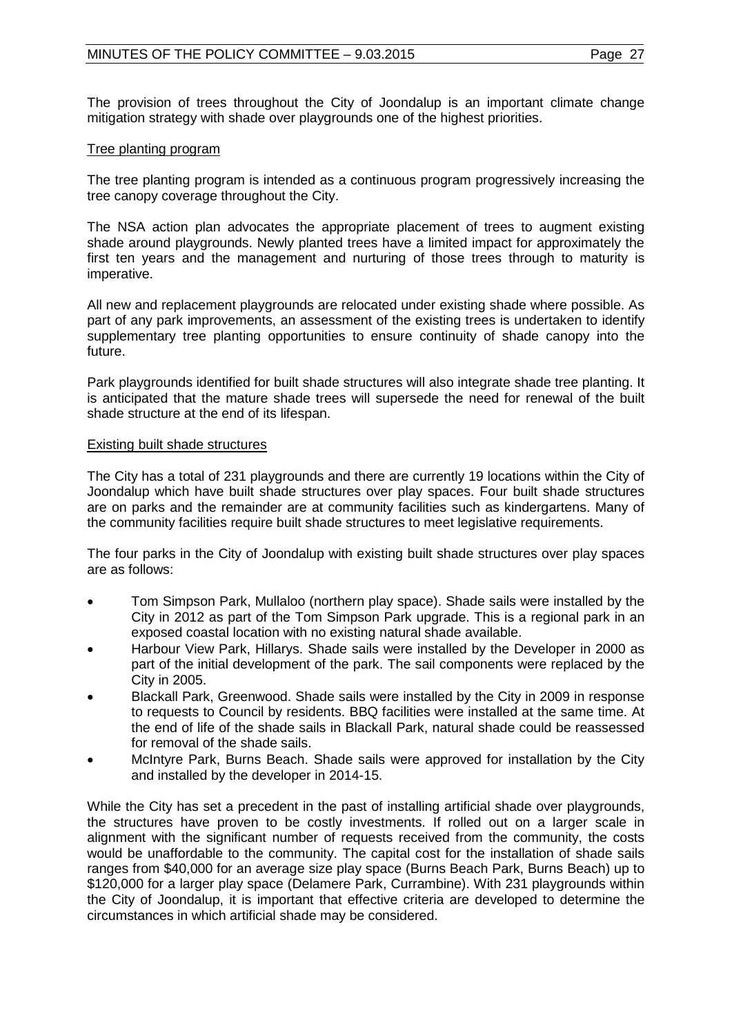The provision of trees throughout the City of Joondalup is an important climate change mitigation strategy with shade over playgrounds one of the highest priorities.

Tree planting program

The tree planting program is intended as a continuous program progressively increasing the tree canopy coverage throughout the City.

The NSA action plan advocates the appropriate placement of trees to augment existing shade around playgrounds. Newly planted trees have a limited impact for approximately the first ten years and the management and nurturing of those trees through to maturity is imperative.

All new and replacement playgrounds are relocated under existing shade where possible. As part of any park improvements, an assessment of the existing trees is undertaken to identify supplementary tree planting opportunities to ensure continuity of shade canopy into the future.

Park playgrounds identified for built shade structures will also integrate shade tree planting. It is anticipated that the mature shade trees will supersede the need for renewal of the built shade structure at the end of its lifespan.

Existing built shade structures

The City has a total of 231 playgrounds and there are currently 19 locations within the City of Joondalup which have built shade structures over play spaces. Four built shade structures are on parks and the remainder are at community facilities such as kindergartens. Many of the community facilities require built shade structures to meet legislative requirements.

The four parks in the City of Joondalup with existing built shade structures over play spaces are as follows:

- Tom Simpson Park, Mullaloo (northern play space). Shade sails were installed by the City in 2012 as part of the Tom Simpson Park upgrade. This is a regional park in an exposed coastal location with no existing natural shade available.
- Harbour View Park, Hillarys. Shade sails were installed by the Developer in 2000 as part of the initial development of the park. The sail components were replaced by the City in 2005.
- Blackall Park, Greenwood. Shade sails were installed by the City in 2009 in response to requests to Council by residents. BBQ facilities were installed at the same time. At the end of life of the shade sails in Blackall Park, natural shade could be reassessed for removal of the shade sails.
- McIntyre Park, Burns Beach. Shade sails were approved for installation by the City and installed by the developer in 2014-15.

While the City has set a precedent in the past of installing artificial shade over playgrounds, the structures have proven to be costly investments. If rolled out on a larger scale in alignment with the significant number of requests received from the community, the costs would be unaffordable to the community. The capital cost for the installation of shade sails ranges from $40,000 for an average size play space (Burns Beach Park, Burns Beach) up to $120,000 for a larger play space (Delamere Park, Currambine). With 231 playgrounds within the City of Joondalup, it is important that effective criteria are developed to determine the circumstances in which artificial shade may be considered.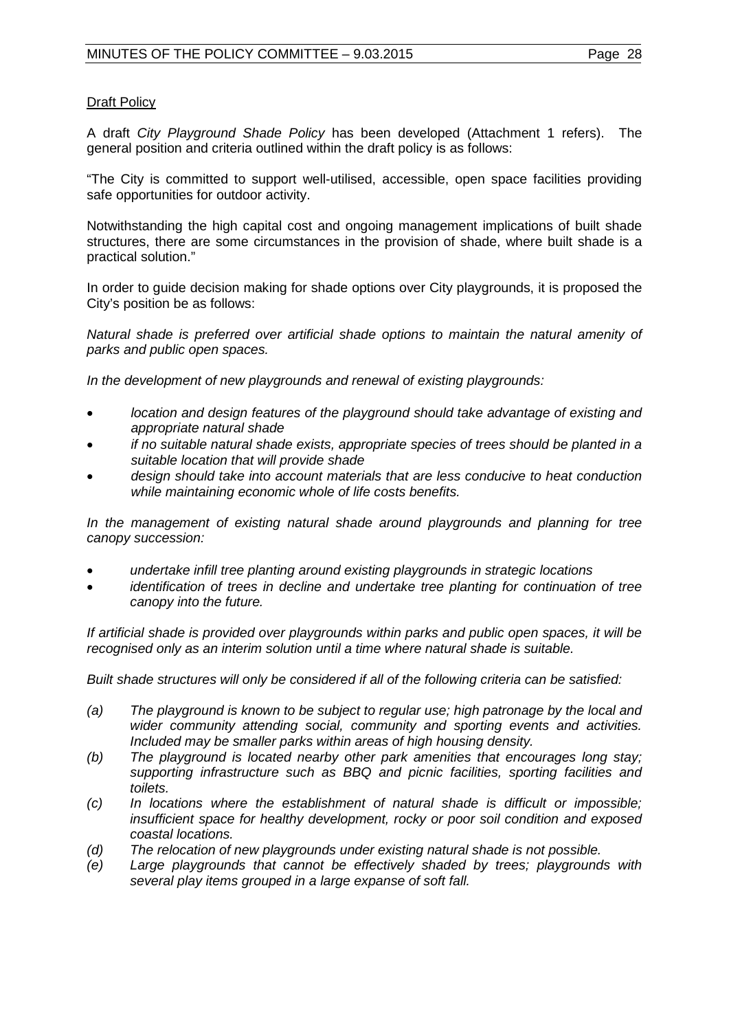Draft Policy

A draft *City Playground Shade Policy* has been developed (Attachment 1 refers). The general position and criteria outlined within the draft policy is as follows:

"The City is committed to support well-utilised, accessible, open space facilities providing safe opportunities for outdoor activity.

Notwithstanding the high capital cost and ongoing management implications of built shade structures, there are some circumstances in the provision of shade, where built shade is a practical solution."

In order to guide decision making for shade options over City playgrounds, it is proposed the City's position be as follows:

*Natural shade is preferred over artificial shade options to maintain the natural amenity of parks and public open spaces.*

*In the development of new playgrounds and renewal of existing playgrounds:*

- *location and design features of the playground should take advantage of existing and appropriate natural shade*
- *if no suitable natural shade exists, appropriate species of trees should be planted in a suitable location that will provide shade*
- *design should take into account materials that are less conducive to heat conduction while maintaining economic whole of life costs benefits.*

*In the management of existing natural shade around playgrounds and planning for tree canopy succession:*

- *undertake infill tree planting around existing playgrounds in strategic locations*
- *identification of trees in decline and undertake tree planting for continuation of tree canopy into the future.*

*If artificial shade is provided over playgrounds within parks and public open spaces, it will be recognised only as an interim solution until a time where natural shade is suitable.*

*Built shade structures will only be considered if all of the following criteria can be satisfied:*

*(a) The playground is known to be subject to regular use; high patronage by the local and wider community attending social, community and sporting events and activities. Included may be smaller parks within areas of high housing density.*

*(b) The playground is located nearby other park amenities that encourages long stay; supporting infrastructure such as BBQ and picnic facilities, sporting facilities and toilets.*

*(c) In locations where the establishment of natural shade is difficult or impossible; insufficient space for healthy development, rocky or poor soil condition and exposed coastal locations.*

*(d) The relocation of new playgrounds under existing natural shade is not possible.*

*(e) Large playgrounds that cannot be effectively shaded by trees; playgrounds with several play items grouped in a large expanse of soft fall.*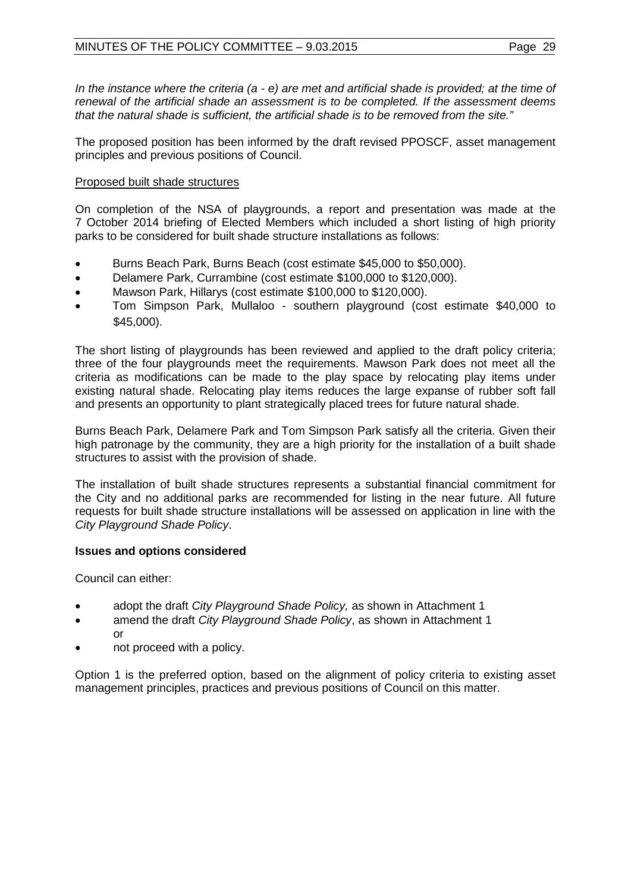*In the instance where the criteria (a - e) are met and artificial shade is provided; at the time of renewal of the artificial shade an assessment is to be completed. If the assessment deems that the natural shade is sufficient, the artificial shade is to be removed from the site."*

The proposed position has been informed by the draft revised PPOSCF, asset management principles and previous positions of Council.

<u>Proposed built shade structures</u>

On completion of the NSA of playgrounds, a report and presentation was made at the 7 October 2014 briefing of Elected Members which included a short listing of high priority parks to be considered for built shade structure installations as follows:

- Burns Beach Park, Burns Beach (cost estimate $45,000 to $50,000).
- Delamere Park, Currambine (cost estimate $100,000 to $120,000).
- Mawson Park, Hillarys (cost estimate $100,000 to $120,000).
- Tom Simpson Park, Mullaloo - southern playground (cost estimate $40,000 to $45,000).

The short listing of playgrounds has been reviewed and applied to the draft policy criteria; three of the four playgrounds meet the requirements. Mawson Park does not meet all the criteria as modifications can be made to the play space by relocating play items under existing natural shade. Relocating play items reduces the large expanse of rubber soft fall and presents an opportunity to plant strategically placed trees for future natural shade.

Burns Beach Park, Delamere Park and Tom Simpson Park satisfy all the criteria. Given their high patronage by the community, they are a high priority for the installation of a built shade structures to assist with the provision of shade.

The installation of built shade structures represents a substantial financial commitment for the City and no additional parks are recommended for listing in the near future. All future requests for built shade structure installations will be assessed on application in line with the *City Playground Shade Policy*.

**Issues and options considered**

Council can either:

- adopt the draft *City Playground Shade Policy,* as shown in Attachment 1
- amend the draft *City Playground Shade Policy*, as shown in Attachment 1 or
- not proceed with a policy.

Option 1 is the preferred option, based on the alignment of policy criteria to existing asset management principles, practices and previous positions of Council on this matter.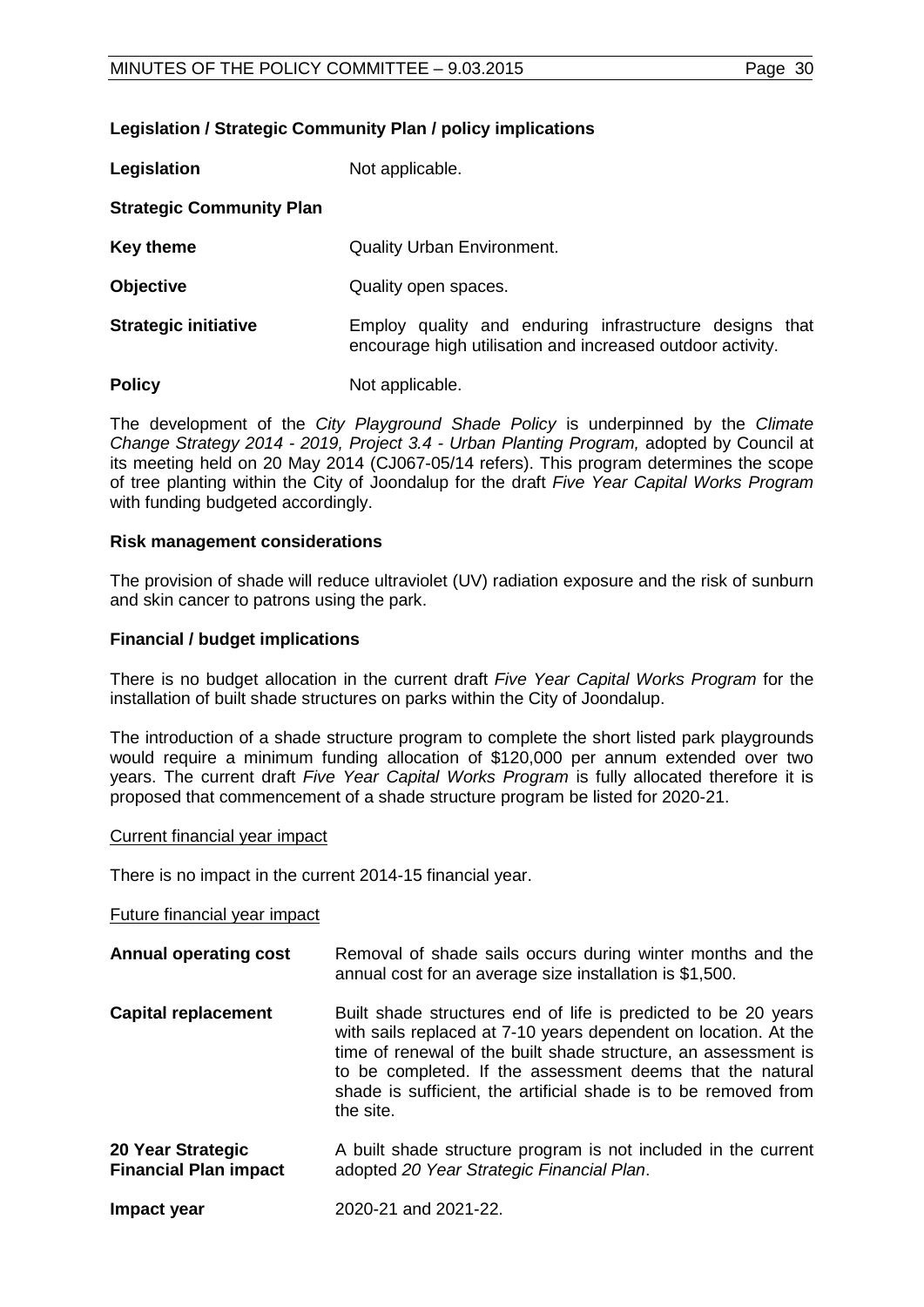**Legislation / Strategic Community Plan / policy implications**

| | |
|---|---|
| **Legislation** | Not applicable. |
| **Strategic Community Plan** | |
| **Key theme** | Quality Urban Environment. |
| **Objective** | Quality open spaces. |
| **Strategic initiative** | Employ quality and enduring infrastructure designs that encourage high utilisation and increased outdoor activity. |
| **Policy** | Not applicable. |

The development of the *City Playground Shade Policy* is underpinned by the *Climate Change Strategy 2014 - 2019, Project 3.4 - Urban Planting Program,* adopted by Council at its meeting held on 20 May 2014 (CJ067-05/14 refers). This program determines the scope of tree planting within the City of Joondalup for the draft *Five Year Capital Works Program* with funding budgeted accordingly.

**Risk management considerations**

The provision of shade will reduce ultraviolet (UV) radiation exposure and the risk of sunburn and skin cancer to patrons using the park.

**Financial / budget implications**

There is no budget allocation in the current draft *Five Year Capital Works Program* for the installation of built shade structures on parks within the City of Joondalup.

The introduction of a shade structure program to complete the short listed park playgrounds would require a minimum funding allocation of $120,000 per annum extended over two years. The current draft *Five Year Capital Works Program* is fully allocated therefore it is proposed that commencement of a shade structure program be listed for 2020-21.

Current financial year impact

There is no impact in the current 2014-15 financial year.

Future financial year impact

| | |
|---|---|
| **Annual operating cost** | Removal of shade sails occurs during winter months and the annual cost for an average size installation is $1,500. |
| **Capital replacement** | Built shade structures end of life is predicted to be 20 years with sails replaced at 7-10 years dependent on location. At the time of renewal of the built shade structure, an assessment is to be completed. If the assessment deems that the natural shade is sufficient, the artificial shade is to be removed from the site. |
| **20 Year Strategic Financial Plan impact** | A built shade structure program is not included in the current adopted *20 Year Strategic Financial Plan*. |
| **Impact year** | 2020-21 and 2021-22. |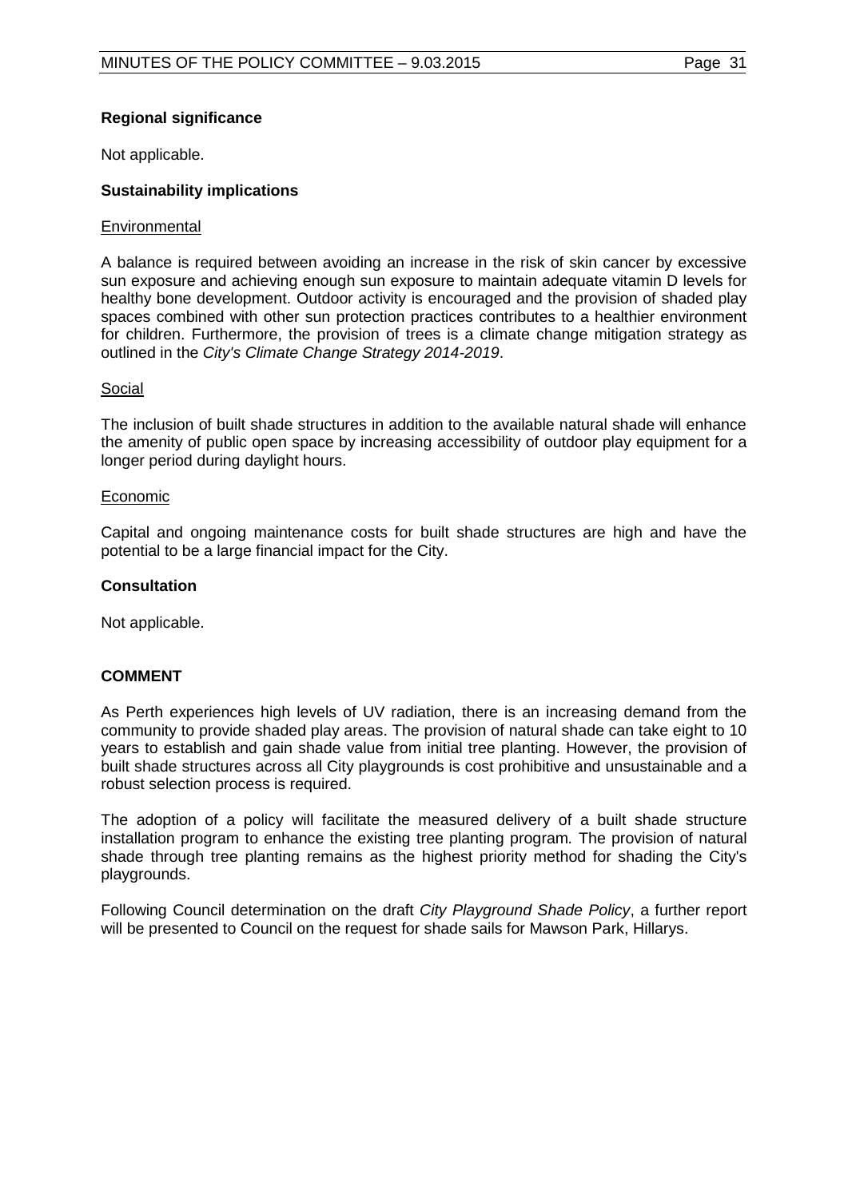**Regional significance**

Not applicable.

**Sustainability implications**

Environmental

A balance is required between avoiding an increase in the risk of skin cancer by excessive sun exposure and achieving enough sun exposure to maintain adequate vitamin D levels for healthy bone development. Outdoor activity is encouraged and the provision of shaded play spaces combined with other sun protection practices contributes to a healthier environment for children. Furthermore, the provision of trees is a climate change mitigation strategy as outlined in the *City's Climate Change Strategy 2014-2019*.

Social

The inclusion of built shade structures in addition to the available natural shade will enhance the amenity of public open space by increasing accessibility of outdoor play equipment for a longer period during daylight hours.

Economic

Capital and ongoing maintenance costs for built shade structures are high and have the potential to be a large financial impact for the City.

**Consultation**

Not applicable.

**COMMENT**

As Perth experiences high levels of UV radiation, there is an increasing demand from the community to provide shaded play areas. The provision of natural shade can take eight to 10 years to establish and gain shade value from initial tree planting. However, the provision of built shade structures across all City playgrounds is cost prohibitive and unsustainable and a robust selection process is required.

The adoption of a policy will facilitate the measured delivery of a built shade structure installation program to enhance the existing tree planting program. The provision of natural shade through tree planting remains as the highest priority method for shading the City's playgrounds.

Following Council determination on the draft *City Playground Shade Policy*, a further report will be presented to Council on the request for shade sails for Mawson Park, Hillarys.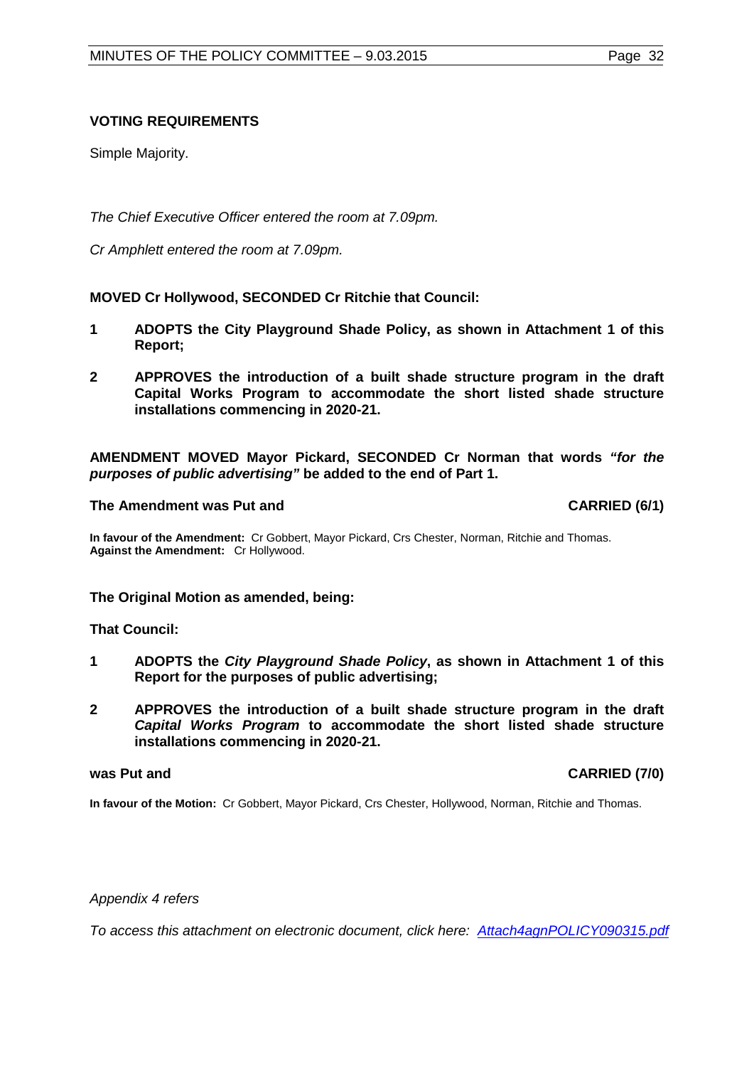**VOTING REQUIREMENTS**

Simple Majority.

*The Chief Executive Officer entered the room at 7.09pm.*

*Cr Amphlett entered the room at 7.09pm.*

**MOVED Cr Hollywood, SECONDED Cr Ritchie that Council:**

1. **ADOPTS the City Playground Shade Policy, as shown in Attachment 1 of this Report;**
2. **APPROVES the introduction of a built shade structure program in the draft Capital Works Program to accommodate the short listed shade structure installations commencing in 2020-21.**

**AMENDMENT MOVED Mayor Pickard, SECONDED Cr Norman that words *"for the purposes of public advertising"* be added to the end of Part 1.**

**The Amendment was Put and CARRIED (6/1)**

**In favour of the Amendment:** Cr Gobbert, Mayor Pickard, Crs Chester, Norman, Ritchie and Thomas.
**Against the Amendment:** Cr Hollywood.

**The Original Motion as amended, being:**

**That Council:**

1. **ADOPTS the *City Playground Shade Policy*, as shown in Attachment 1 of this Report for the purposes of public advertising;**
2. **APPROVES the introduction of a built shade structure program in the draft *Capital Works Program* to accommodate the short listed shade structure installations commencing in 2020-21.**

**was Put and CARRIED (7/0)**

**In favour of the Motion:** Cr Gobbert, Mayor Pickard, Crs Chester, Hollywood, Norman, Ritchie and Thomas.

*Appendix 4 refers*

*To access this attachment on electronic document, click here: Attach4agnPOLICY090315.pdf*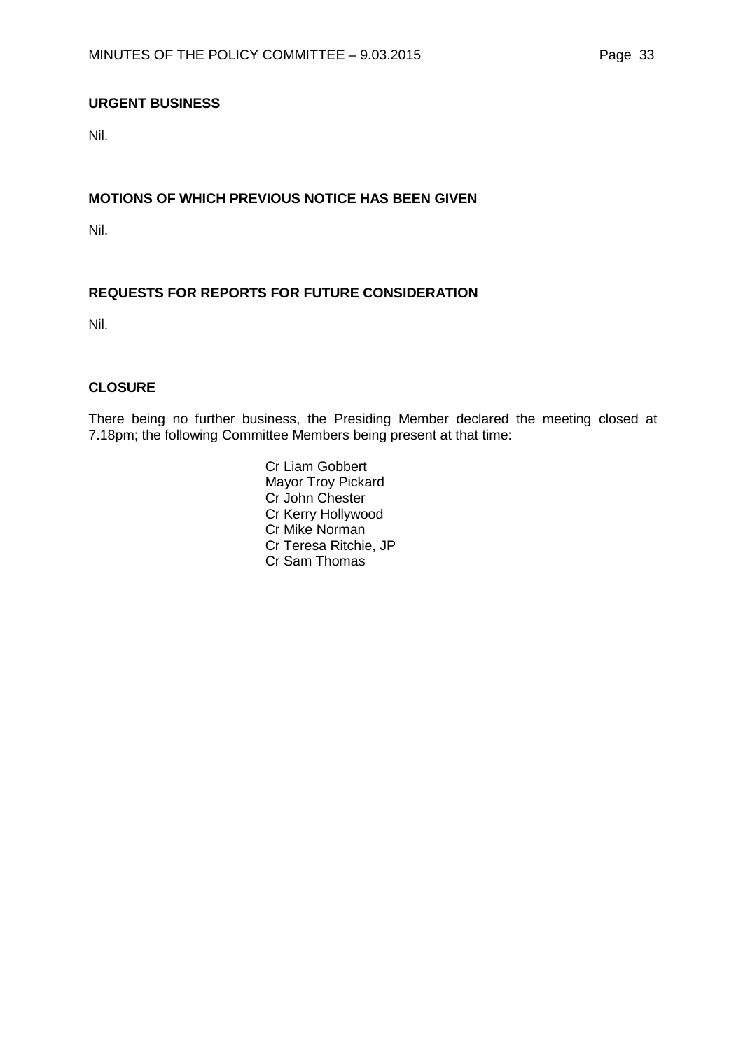## URGENT BUSINESS

Nil.

## MOTIONS OF WHICH PREVIOUS NOTICE HAS BEEN GIVEN

Nil.

## REQUESTS FOR REPORTS FOR FUTURE CONSIDERATION

Nil.

## CLOSURE

There being no further business, the Presiding Member declared the meeting closed at 7.18pm; the following Committee Members being present at that time:

Cr Liam Gobbert
Mayor Troy Pickard
Cr John Chester
Cr Kerry Hollywood
Cr Mike Norman
Cr Teresa Ritchie, JP
Cr Sam Thomas